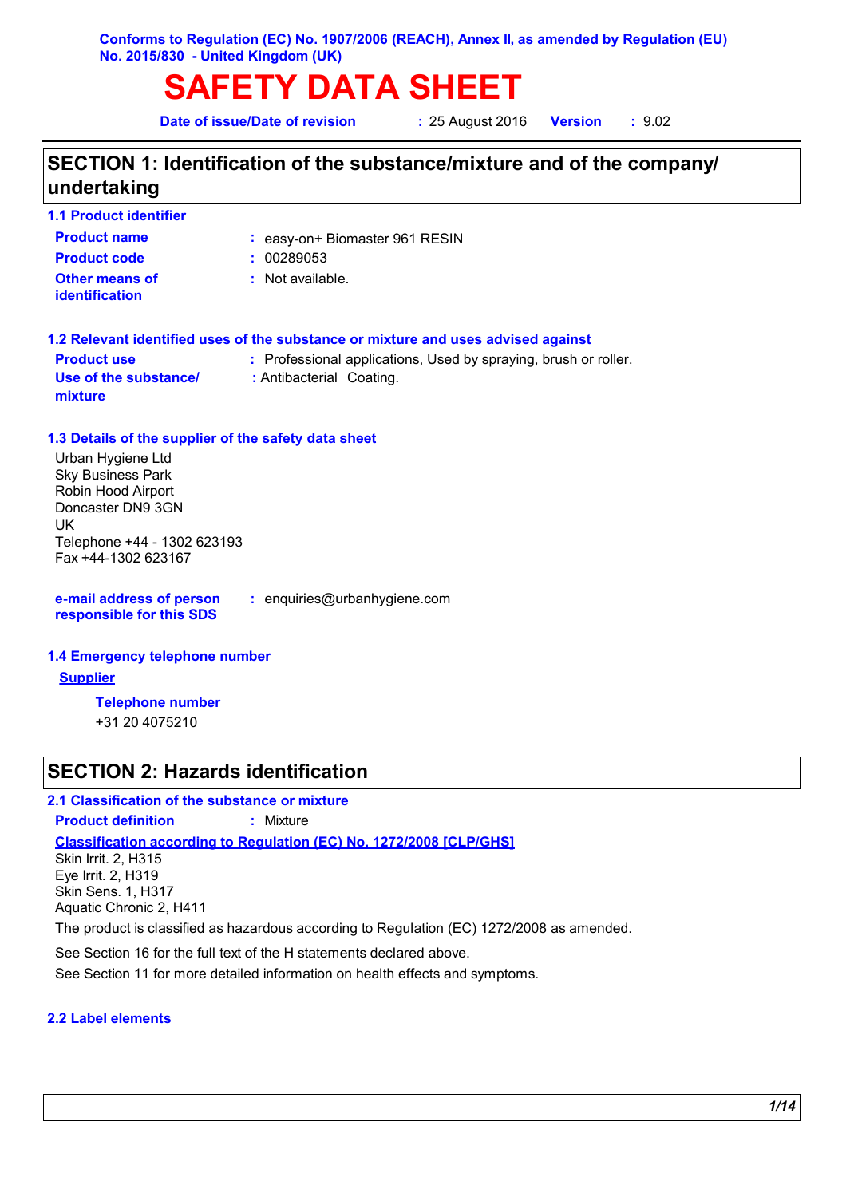**Conforms to Regulation (EC) No. 1907/2006 (REACH), Annex II, as amended by Regulation (EU) No. 2015/830 - United Kingdom (UK)**

# SAFETY DATA SHEET

**Date of issue/Date of revision** : 25 August 2016 **Version** : 9.02

## SECTION 1: Identification of the substance/mixture and of the company/ undertaking

### 1.1 Product identifier

**Product name** : easy-on+ Biomaster 961 RESIN

**Product code** : 00289053

**Other means of identification** : Not available.

### 1.2 Relevant identified uses of the substance or mixture and uses advised against

**Product use** : Professional applications, Used by spraying, brush or roller.

**Use of the substance/ mixture** : Antibacterial Coating.

### 1.3 Details of the supplier of the safety data sheet

Urban Hygiene Ltd
Sky Business Park
Robin Hood Airport
Doncaster DN9 3GN
UK
Telephone +44 - 1302 623193
Fax +44-1302 623167

**e-mail address of person responsible for this SDS** : enquiries@urbanhygiene.com

### 1.4 Emergency telephone number

**Supplier**

**Telephone number**
+31 20 4075210

## SECTION 2: Hazards identification

### 2.1 Classification of the substance or mixture

**Product definition** : Mixture

**Classification according to Regulation (EC) No. 1272/2008 [CLP/GHS]**

Skin Irrit. 2, H315
Eye Irrit. 2, H319
Skin Sens. 1, H317
Aquatic Chronic 2, H411

The product is classified as hazardous according to Regulation (EC) 1272/2008 as amended.

See Section 16 for the full text of the H statements declared above.

See Section 11 for more detailed information on health effects and symptoms.

### 2.2 Label elements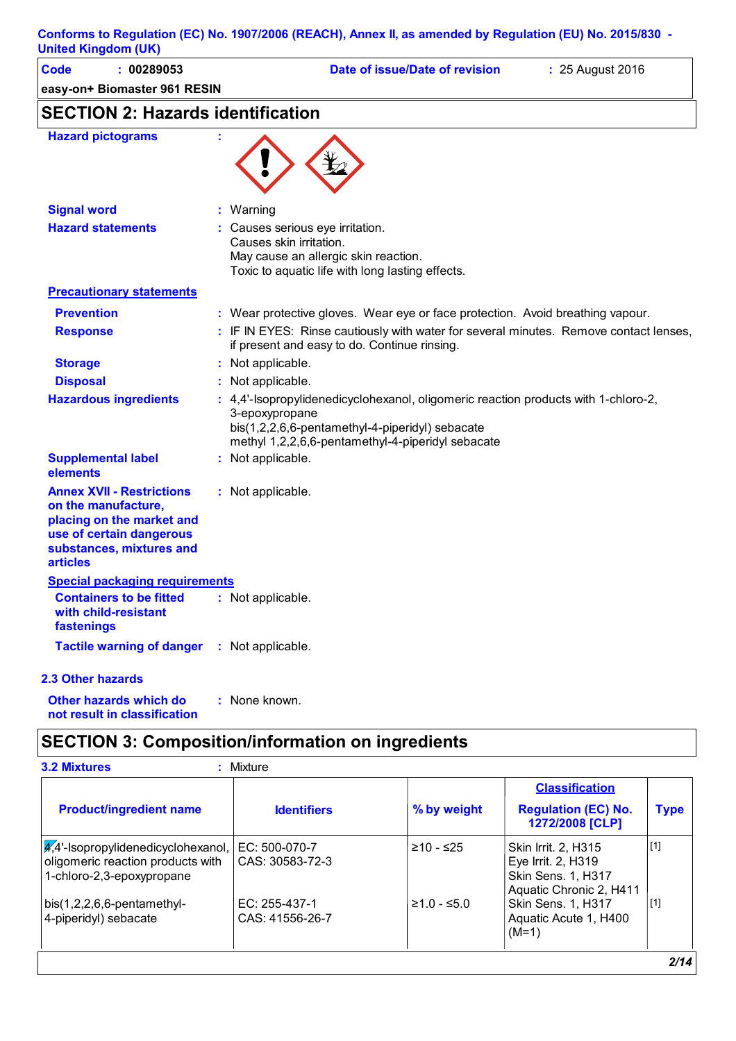Conforms to Regulation (EC) No. 1907/2006 (REACH), Annex II, as amended by Regulation (EU) No. 2015/830 - United Kingdom (UK)

**Code** : 00289053 **Date of issue/Date of revision** : 25 August 2016

**easy-on+ Biomaster 961 RESIN**

## SECTION 2: Hazards identification

**Hazard pictograms** :

**Signal word** : Warning

**Hazard statements** : Causes serious eye irritation.
Causes skin irritation.
May cause an allergic skin reaction.
Toxic to aquatic life with long lasting effects.

**Precautionary statements**

**Prevention** : Wear protective gloves. Wear eye or face protection. Avoid breathing vapour.

**Response** : IF IN EYES: Rinse cautiously with water for several minutes. Remove contact lenses, if present and easy to do. Continue rinsing.

**Storage** : Not applicable.

**Disposal** : Not applicable.

**Hazardous ingredients** : 4,4'-Isopropylidenedicyclohexanol, oligomeric reaction products with 1-chloro-2,3-epoxypropane
bis(1,2,2,6,6-pentamethyl-4-piperidyl) sebacate
methyl 1,2,2,6,6-pentamethyl-4-piperidyl sebacate

**Supplemental label elements** : Not applicable.

**Annex XVII - Restrictions on the manufacture, placing on the market and use of certain dangerous substances, mixtures and articles** : Not applicable.

**Special packaging requirements**

**Containers to be fitted with child-resistant fastenings** : Not applicable.

**Tactile warning of danger** : Not applicable.

### 2.3 Other hazards

**Other hazards which do not result in classification** : None known.

## SECTION 3: Composition/information on ingredients

**3.2 Mixtures** : Mixture

| Product/ingredient name | Identifiers | % by weight | Classification Regulation (EC) No. 1272/2008 [CLP] | Type |
|---|---|---|---|---|
| 4,4'-Isopropylidenedicyclohexanol, oligomeric reaction products with 1-chloro-2,3-epoxypropane | EC: 500-070-7<br>CAS: 30583-72-3 | ≥10 - ≤25 | Skin Irrit. 2, H315<br>Eye Irrit. 2, H319<br>Skin Sens. 1, H317<br>Aquatic Chronic 2, H411 | [1] |
| bis(1,2,2,6,6-pentamethyl-4-piperidyl) sebacate | EC: 255-437-1<br>CAS: 41556-26-7 | ≥1.0 - ≤5.0 | Skin Sens. 1, H317<br>Aquatic Acute 1, H400 (M=1) | [1] |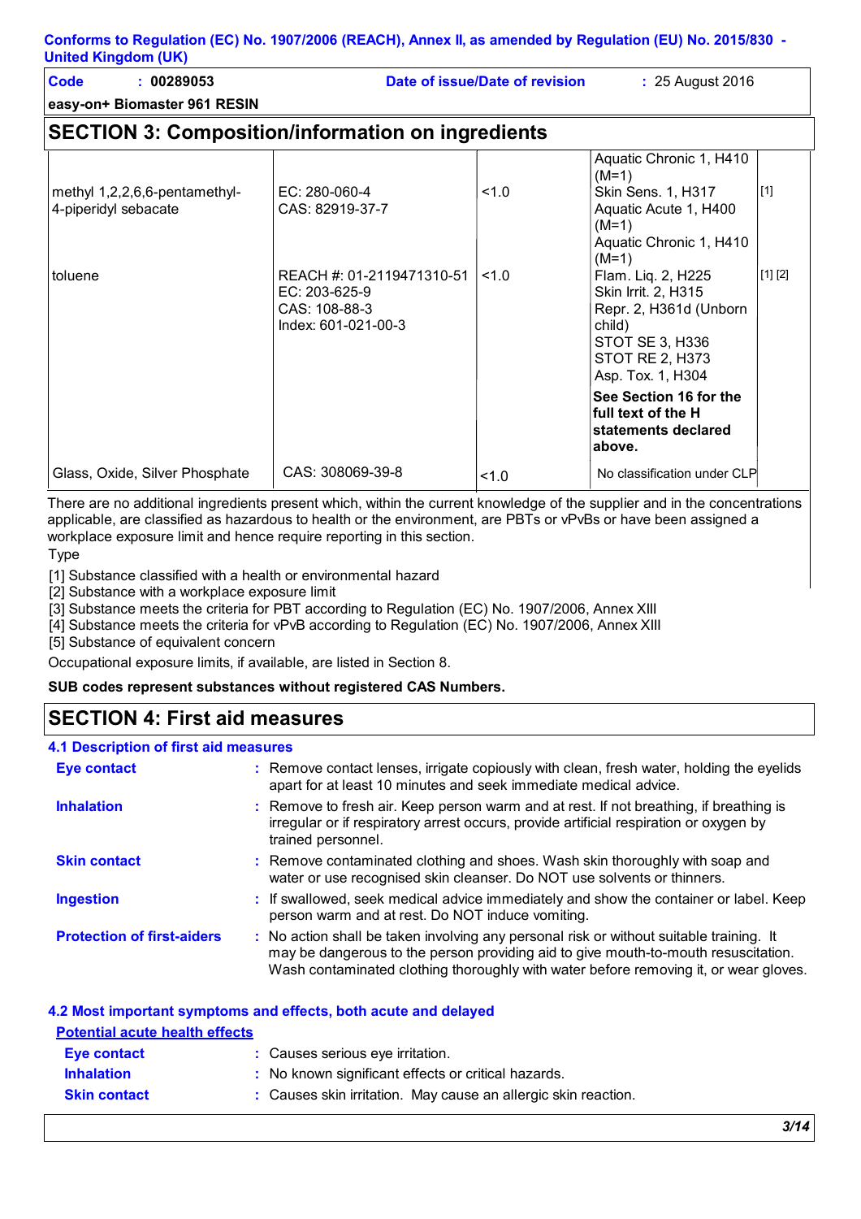## SECTION 3: Composition/information on ingredients

| | | | | |
|---|---|---|---|---|
| | | | Aquatic Chronic 1, H410 (M=1) | |
| methyl 1,2,2,6,6-pentamethyl-4-piperidyl sebacate | EC: 280-060-4<br>CAS: 82919-37-7 | <1.0 | Skin Sens. 1, H317<br>Aquatic Acute 1, H400 (M=1)<br>Aquatic Chronic 1, H410 (M=1) | [1] |
| toluene | REACH #: 01-2119471310-51<br>EC: 203-625-9<br>CAS: 108-88-3<br>Index: 601-021-00-3 | <1.0 | Flam. Liq. 2, H225<br>Skin Irrit. 2, H315<br>Repr. 2, H361d (Unborn child)<br>STOT SE 3, H336<br>STOT RE 2, H373<br>Asp. Tox. 1, H304 | [1] [2] |
| | | | **See Section 16 for the full text of the H statements declared above.** | |
| Glass, Oxide, Silver Phosphate | CAS: 308069-39-8 | <1.0 | No classification under CLP | |

There are no additional ingredients present which, within the current knowledge of the supplier and in the concentrations applicable, are classified as hazardous to health or the environment, are PBTs or vPvBs or have been assigned a workplace exposure limit and hence require reporting in this section.

Type

[1] Substance classified with a health or environmental hazard
[2] Substance with a workplace exposure limit
[3] Substance meets the criteria for PBT according to Regulation (EC) No. 1907/2006, Annex XIII
[4] Substance meets the criteria for vPvB according to Regulation (EC) No. 1907/2006, Annex XIII
[5] Substance of equivalent concern

Occupational exposure limits, if available, are listed in Section 8.

**SUB codes represent substances without registered CAS Numbers.**

## SECTION 4: First aid measures

### 4.1 Description of first aid measures

**Eye contact** : Remove contact lenses, irrigate copiously with clean, fresh water, holding the eyelids apart for at least 10 minutes and seek immediate medical advice.

**Inhalation** : Remove to fresh air. Keep person warm and at rest. If not breathing, if breathing is irregular or if respiratory arrest occurs, provide artificial respiration or oxygen by trained personnel.

**Skin contact** : Remove contaminated clothing and shoes. Wash skin thoroughly with soap and water or use recognised skin cleanser. Do NOT use solvents or thinners.

**Ingestion** : If swallowed, seek medical advice immediately and show the container or label. Keep person warm and at rest. Do NOT induce vomiting.

**Protection of first-aiders** : No action shall be taken involving any personal risk or without suitable training. It may be dangerous to the person providing aid to give mouth-to-mouth resuscitation. Wash contaminated clothing thoroughly with water before removing it, or wear gloves.

### 4.2 Most important symptoms and effects, both acute and delayed

**Potential acute health effects**

**Eye contact** : Causes serious eye irritation.

**Inhalation** : No known significant effects or critical hazards.

**Skin contact** : Causes skin irritation. May cause an allergic skin reaction.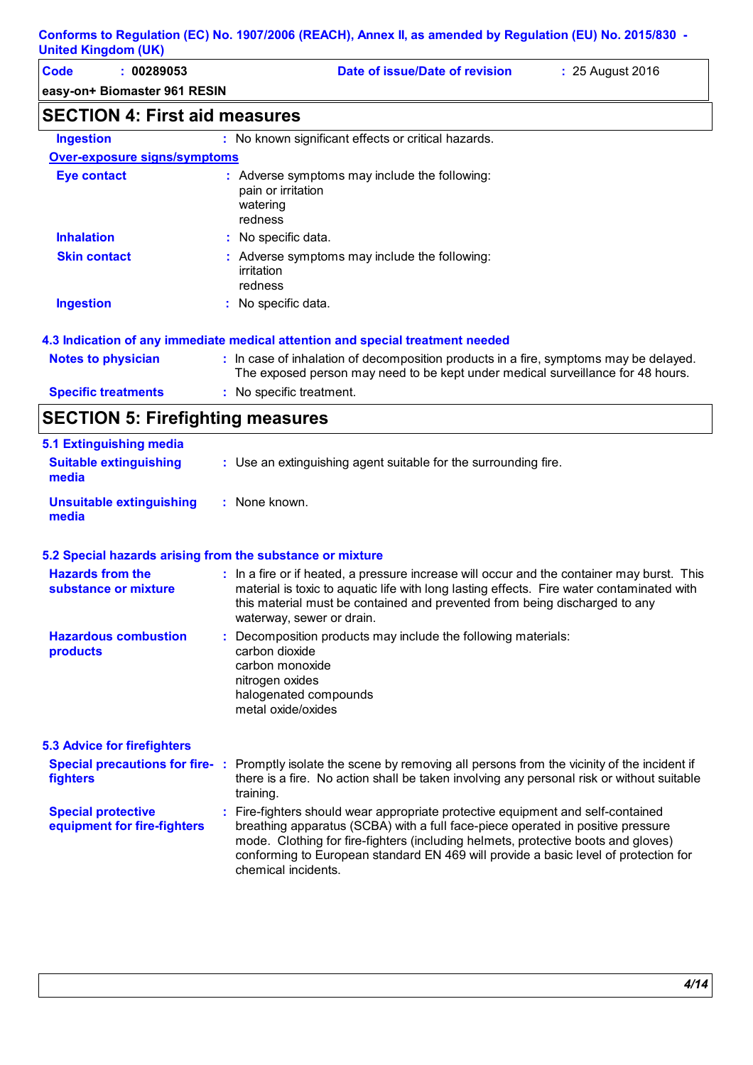## SECTION 4: First aid measures

| | |
|---|---|
| **Ingestion** | No known significant effects or critical hazards. |

**Over-exposure signs/symptoms**

| | |
|---|---|
| **Eye contact** | Adverse symptoms may include the following:<br>pain or irritation<br>watering<br>redness |
| **Inhalation** | No specific data. |
| **Skin contact** | Adverse symptoms may include the following:<br>irritation<br>redness |
| **Ingestion** | No specific data. |

### 4.3 Indication of any immediate medical attention and special treatment needed

| | |
|---|---|
| **Notes to physician** | In case of inhalation of decomposition products in a fire, symptoms may be delayed. The exposed person may need to be kept under medical surveillance for 48 hours. |
| **Specific treatments** | No specific treatment. |

## SECTION 5: Firefighting measures

### 5.1 Extinguishing media

| | |
|---|---|
| **Suitable extinguishing media** | Use an extinguishing agent suitable for the surrounding fire. |
| **Unsuitable extinguishing media** | None known. |

### 5.2 Special hazards arising from the substance or mixture

| | |
|---|---|
| **Hazards from the substance or mixture** | In a fire or if heated, a pressure increase will occur and the container may burst. This material is toxic to aquatic life with long lasting effects. Fire water contaminated with this material must be contained and prevented from being discharged to any waterway, sewer or drain. |
| **Hazardous combustion products** | Decomposition products may include the following materials:<br>carbon dioxide<br>carbon monoxide<br>nitrogen oxides<br>halogenated compounds<br>metal oxide/oxides |

### 5.3 Advice for firefighters

| | |
|---|---|
| **Special precautions for fire-fighters** | Promptly isolate the scene by removing all persons from the vicinity of the incident if there is a fire. No action shall be taken involving any personal risk or without suitable training. |
| **Special protective equipment for fire-fighters** | Fire-fighters should wear appropriate protective equipment and self-contained breathing apparatus (SCBA) with a full face-piece operated in positive pressure mode. Clothing for fire-fighters (including helmets, protective boots and gloves) conforming to European standard EN 469 will provide a basic level of protection for chemical incidents. |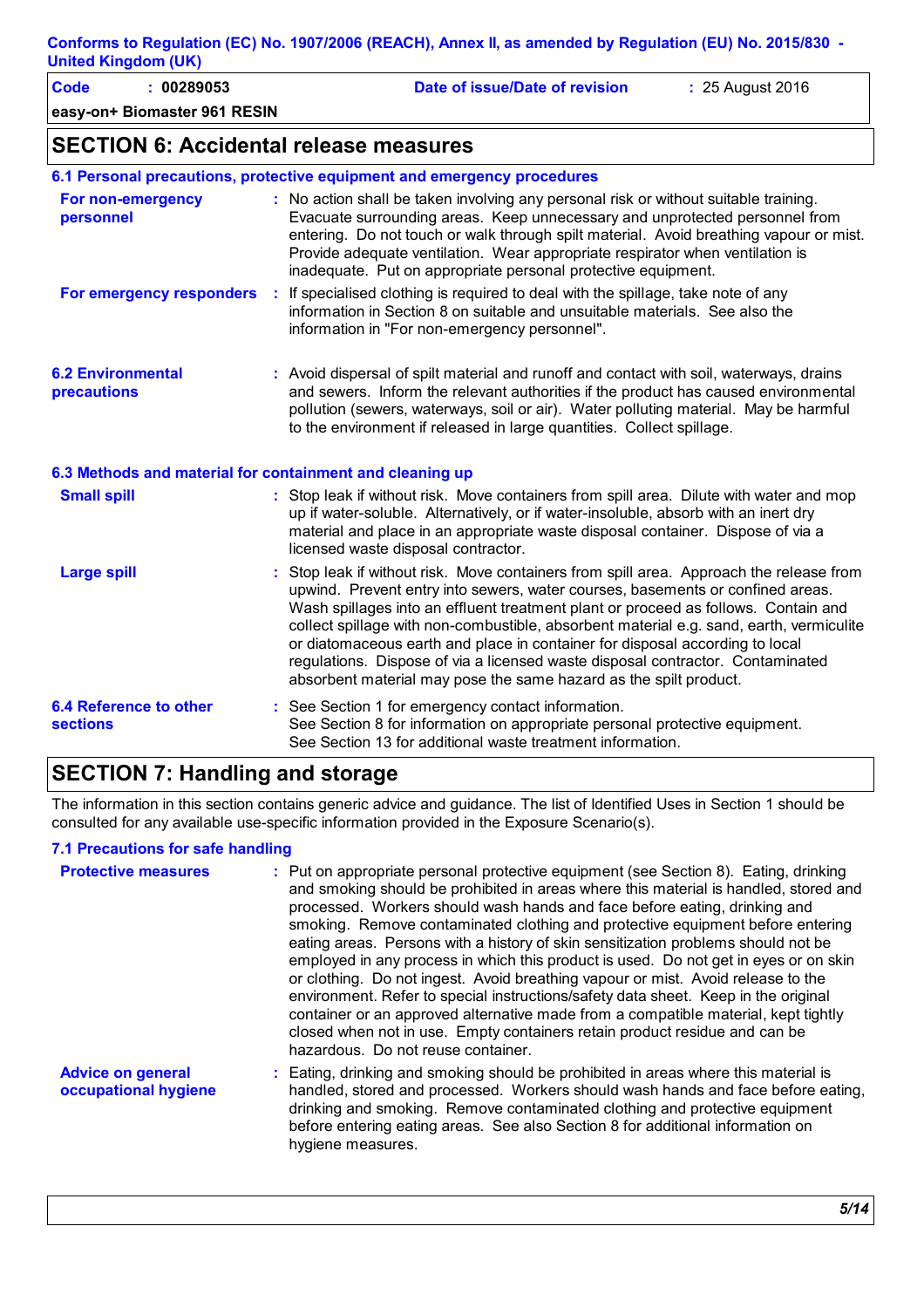## SECTION 6: Accidental release measures

### 6.1 Personal precautions, protective equipment and emergency procedures

**For non-emergency personnel** : No action shall be taken involving any personal risk or without suitable training. Evacuate surrounding areas. Keep unnecessary and unprotected personnel from entering. Do not touch or walk through spilt material. Avoid breathing vapour or mist. Provide adequate ventilation. Wear appropriate respirator when ventilation is inadequate. Put on appropriate personal protective equipment.

**For emergency responders** : If specialised clothing is required to deal with the spillage, take note of any information in Section 8 on suitable and unsuitable materials. See also the information in "For non-emergency personnel".

### 6.2 Environmental precautions

: Avoid dispersal of spilt material and runoff and contact with soil, waterways, drains and sewers. Inform the relevant authorities if the product has caused environmental pollution (sewers, waterways, soil or air). Water polluting material. May be harmful to the environment if released in large quantities. Collect spillage.

### 6.3 Methods and material for containment and cleaning up

**Small spill** : Stop leak if without risk. Move containers from spill area. Dilute with water and mop up if water-soluble. Alternatively, or if water-insoluble, absorb with an inert dry material and place in an appropriate waste disposal container. Dispose of via a licensed waste disposal contractor.

**Large spill** : Stop leak if without risk. Move containers from spill area. Approach the release from upwind. Prevent entry into sewers, water courses, basements or confined areas. Wash spillages into an effluent treatment plant or proceed as follows. Contain and collect spillage with non-combustible, absorbent material e.g. sand, earth, vermiculite or diatomaceous earth and place in container for disposal according to local regulations. Dispose of via a licensed waste disposal contractor. Contaminated absorbent material may pose the same hazard as the spilt product.

### 6.4 Reference to other sections

: See Section 1 for emergency contact information.
See Section 8 for information on appropriate personal protective equipment.
See Section 13 for additional waste treatment information.

## SECTION 7: Handling and storage

The information in this section contains generic advice and guidance. The list of Identified Uses in Section 1 should be consulted for any available use-specific information provided in the Exposure Scenario(s).

### 7.1 Precautions for safe handling

**Protective measures** : Put on appropriate personal protective equipment (see Section 8). Eating, drinking and smoking should be prohibited in areas where this material is handled, stored and processed. Workers should wash hands and face before eating, drinking and smoking. Remove contaminated clothing and protective equipment before entering eating areas. Persons with a history of skin sensitization problems should not be employed in any process in which this product is used. Do not get in eyes or on skin or clothing. Do not ingest. Avoid breathing vapour or mist. Avoid release to the environment. Refer to special instructions/safety data sheet. Keep in the original container or an approved alternative made from a compatible material, kept tightly closed when not in use. Empty containers retain product residue and can be hazardous. Do not reuse container.

**Advice on general occupational hygiene** : Eating, drinking and smoking should be prohibited in areas where this material is handled, stored and processed. Workers should wash hands and face before eating, drinking and smoking. Remove contaminated clothing and protective equipment before entering eating areas. See also Section 8 for additional information on hygiene measures.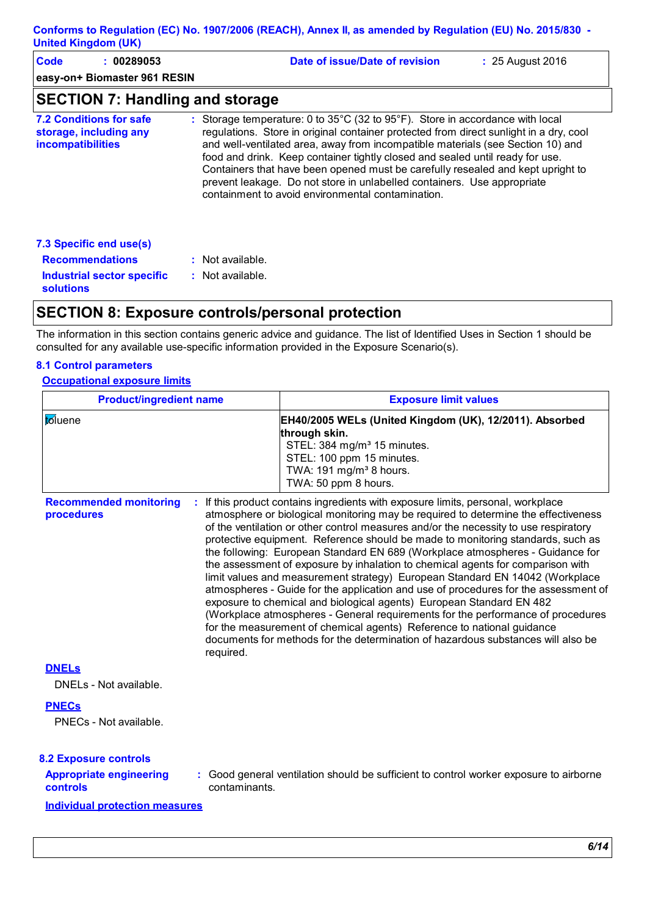## SECTION 7: Handling and storage

**7.2 Conditions for safe storage, including any incompatibilities** : Storage temperature: 0 to 35°C (32 to 95°F). Store in accordance with local regulations. Store in original container protected from direct sunlight in a dry, cool and well-ventilated area, away from incompatible materials (see Section 10) and food and drink. Keep container tightly closed and sealed until ready for use. Containers that have been opened must be carefully resealed and kept upright to prevent leakage. Do not store in unlabelled containers. Use appropriate containment to avoid environmental contamination.

**7.3 Specific end use(s)**

**Recommendations** : Not available.

**Industrial sector specific solutions** : Not available.

## SECTION 8: Exposure controls/personal protection

The information in this section contains generic advice and guidance. The list of Identified Uses in Section 1 should be consulted for any available use-specific information provided in the Exposure Scenario(s).

**8.1 Control parameters**

**Occupational exposure limits**

| Product/ingredient name | Exposure limit values |
|---|---|
| toluene | **EH40/2005 WELs (United Kingdom (UK), 12/2011). Absorbed through skin.**<br>STEL: 384 mg/m³ 15 minutes.<br>STEL: 100 ppm 15 minutes.<br>TWA: 191 mg/m³ 8 hours.<br>TWA: 50 ppm 8 hours. |

**Recommended monitoring procedures** : If this product contains ingredients with exposure limits, personal, workplace atmosphere or biological monitoring may be required to determine the effectiveness of the ventilation or other control measures and/or the necessity to use respiratory protective equipment. Reference should be made to monitoring standards, such as the following: European Standard EN 689 (Workplace atmospheres - Guidance for the assessment of exposure by inhalation to chemical agents for comparison with limit values and measurement strategy) European Standard EN 14042 (Workplace atmospheres - Guide for the application and use of procedures for the assessment of exposure to chemical and biological agents) European Standard EN 482 (Workplace atmospheres - General requirements for the performance of procedures for the measurement of chemical agents) Reference to national guidance documents for methods for the determination of hazardous substances will also be required.

**DNELs**

DNELs - Not available.

**PNECs**

PNECs - Not available.

**8.2 Exposure controls**

**Appropriate engineering controls** : Good general ventilation should be sufficient to control worker exposure to airborne contaminants.

**Individual protection measures**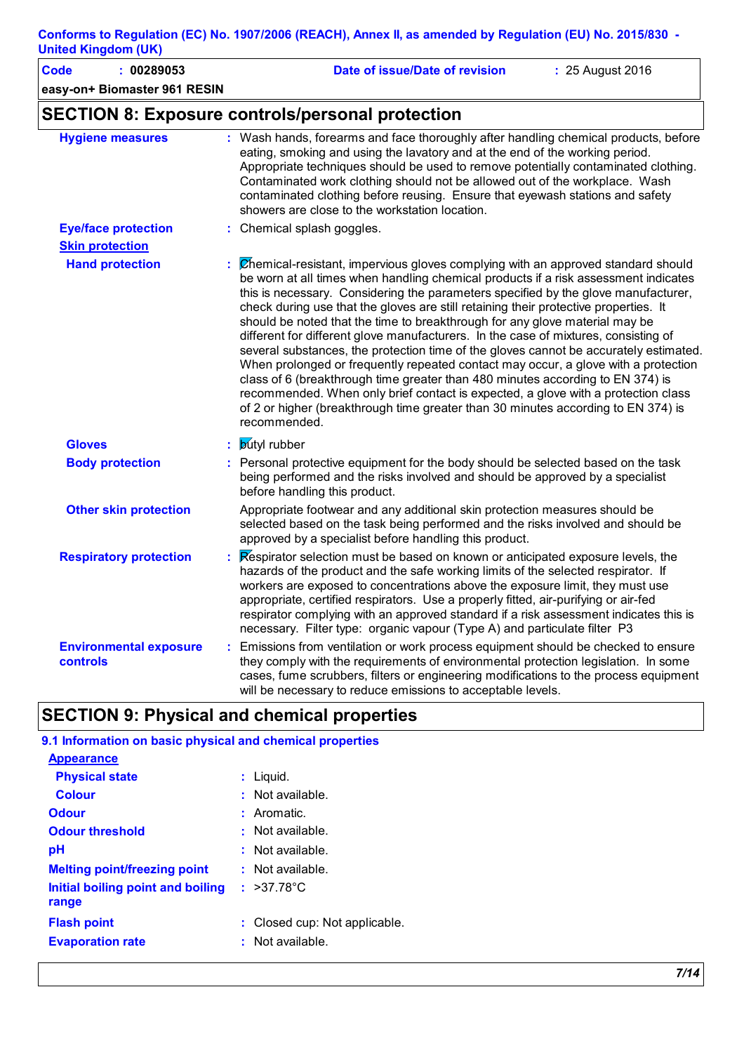## SECTION 8: Exposure controls/personal protection

**Hygiene measures** : Wash hands, forearms and face thoroughly after handling chemical products, before eating, smoking and using the lavatory and at the end of the working period. Appropriate techniques should be used to remove potentially contaminated clothing. Contaminated work clothing should not be allowed out of the workplace. Wash contaminated clothing before reusing. Ensure that eyewash stations and safety showers are close to the workstation location.

**Eye/face protection** : Chemical splash goggles.

**Skin protection**

**Hand protection** : Chemical-resistant, impervious gloves complying with an approved standard should be worn at all times when handling chemical products if a risk assessment indicates this is necessary. Considering the parameters specified by the glove manufacturer, check during use that the gloves are still retaining their protective properties. It should be noted that the time to breakthrough for any glove material may be different for different glove manufacturers. In the case of mixtures, consisting of several substances, the protection time of the gloves cannot be accurately estimated. When prolonged or frequently repeated contact may occur, a glove with a protection class of 6 (breakthrough time greater than 480 minutes according to EN 374) is recommended. When only brief contact is expected, a glove with a protection class of 2 or higher (breakthrough time greater than 30 minutes according to EN 374) is recommended.

**Gloves** : butyl rubber

**Body protection** : Personal protective equipment for the body should be selected based on the task being performed and the risks involved and should be approved by a specialist before handling this product.

**Other skin protection** : Appropriate footwear and any additional skin protection measures should be selected based on the task being performed and the risks involved and should be approved by a specialist before handling this product.

**Respiratory protection** : Respirator selection must be based on known or anticipated exposure levels, the hazards of the product and the safe working limits of the selected respirator. If workers are exposed to concentrations above the exposure limit, they must use appropriate, certified respirators. Use a properly fitted, air-purifying or air-fed respirator complying with an approved standard if a risk assessment indicates this is necessary. Filter type: organic vapour (Type A) and particulate filter P3

**Environmental exposure controls** : Emissions from ventilation or work process equipment should be checked to ensure they comply with the requirements of environmental protection legislation. In some cases, fume scrubbers, filters or engineering modifications to the process equipment will be necessary to reduce emissions to acceptable levels.

## SECTION 9: Physical and chemical properties

### 9.1 Information on basic physical and chemical properties

**Appearance**

**Physical state** : Liquid.

**Colour** : Not available.

**Odour** : Aromatic.

**Odour threshold** : Not available.

**pH** : Not available.

**Melting point/freezing point** : Not available.

**Initial boiling point and boiling range** : >37.78°C

**Flash point** : Closed cup: Not applicable.

**Evaporation rate** : Not available.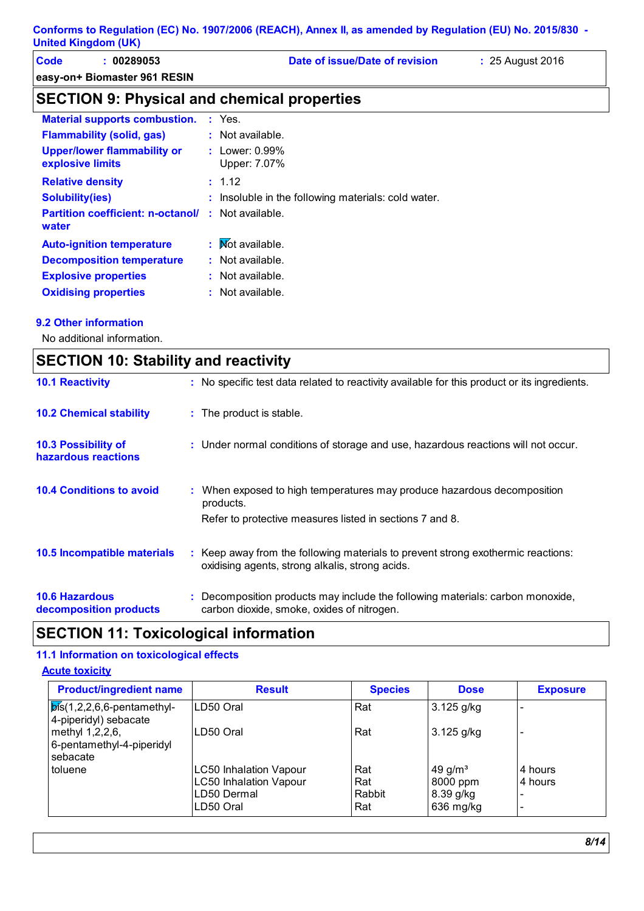## SECTION 9: Physical and chemical properties

| | |
|---|---|
| **Material supports combustion.** | : Yes. |
| **Flammability (solid, gas)** | : Not available. |
| **Upper/lower flammability or explosive limits** | : Lower: 0.99%<br>Upper: 7.07% |
| **Relative density** | : 1.12 |
| **Solubility(ies)** | : Insoluble in the following materials: cold water. |
| **Partition coefficient: n-octanol/ water** | : Not available. |
| **Auto-ignition temperature** | : Not available. |
| **Decomposition temperature** | : Not available. |
| **Explosive properties** | : Not available. |
| **Oxidising properties** | : Not available. |

### 9.2 Other information

No additional information.

## SECTION 10: Stability and reactivity

**10.1 Reactivity** : No specific test data related to reactivity available for this product or its ingredients.

**10.2 Chemical stability** : The product is stable.

**10.3 Possibility of hazardous reactions** : Under normal conditions of storage and use, hazardous reactions will not occur.

**10.4 Conditions to avoid** : When exposed to high temperatures may produce hazardous decomposition products.

Refer to protective measures listed in sections 7 and 8.

**10.5 Incompatible materials** : Keep away from the following materials to prevent strong exothermic reactions: oxidising agents, strong alkalis, strong acids.

**10.6 Hazardous decomposition products** : Decomposition products may include the following materials: carbon monoxide, carbon dioxide, smoke, oxides of nitrogen.

## SECTION 11: Toxicological information

### 11.1 Information on toxicological effects

**Acute toxicity**

| Product/ingredient name | Result | Species | Dose | Exposure |
|---|---|---|---|---|
| bis(1,2,2,6,6-pentamethyl-4-piperidyl) sebacate | LD50 Oral | Rat | 3.125 g/kg | - |
| methyl 1,2,2,6,6-pentamethyl-4-piperidyl sebacate | LD50 Oral | Rat | 3.125 g/kg | - |
| toluene | LC50 Inhalation Vapour | Rat | 49 $g/m^3$ | 4 hours |
| | LC50 Inhalation Vapour | Rat | 8000 ppm | 4 hours |
| | LD50 Dermal | Rabbit | 8.39 g/kg | - |
| | LD50 Oral | Rat | 636 mg/kg | - |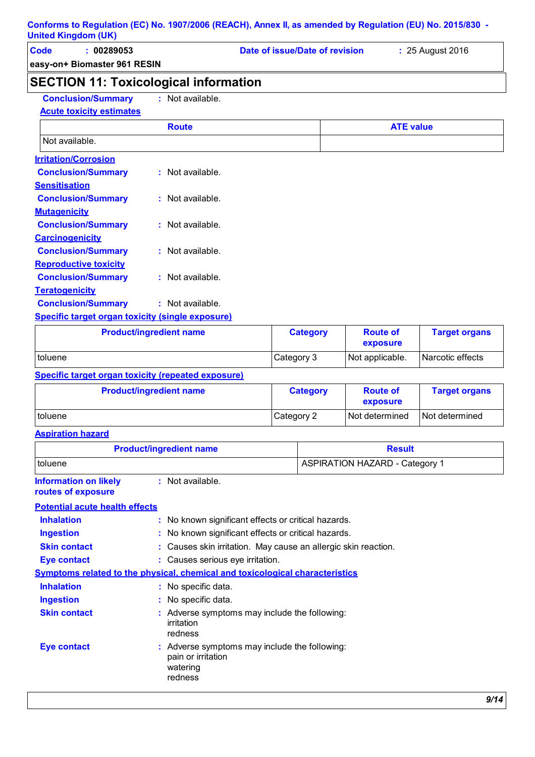## SECTION 11: Toxicological information

**Conclusion/Summary** : Not available.

**Acute toxicity estimates**

| Route | ATE value |
|---|---|
| Not available. | |

**Irritation/Corrosion**

**Conclusion/Summary** : Not available.

**Sensitisation**

**Conclusion/Summary** : Not available.

**Mutagenicity**

**Conclusion/Summary** : Not available.

**Carcinogenicity**

**Conclusion/Summary** : Not available.

**Reproductive toxicity**

**Conclusion/Summary** : Not available.

**Teratogenicity**

**Conclusion/Summary** : Not available.

**Specific target organ toxicity (single exposure)**

| Product/ingredient name | Category | Route of exposure | Target organs |
|---|---|---|---|
| toluene | Category 3 | Not applicable. | Narcotic effects |

**Specific target organ toxicity (repeated exposure)**

| Product/ingredient name | Category | Route of exposure | Target organs |
|---|---|---|---|
| toluene | Category 2 | Not determined | Not determined |

**Aspiration hazard**

| Product/ingredient name | Result |
|---|---|
| toluene | ASPIRATION HAZARD - Category 1 |

**Information on likely routes of exposure** : Not available.

**Potential acute health effects**

**Inhalation** : No known significant effects or critical hazards.

**Ingestion** : No known significant effects or critical hazards.

**Skin contact** : Causes skin irritation. May cause an allergic skin reaction.

**Eye contact** : Causes serious eye irritation.

**Symptoms related to the physical, chemical and toxicological characteristics**

**Inhalation** : No specific data.

**Ingestion** : No specific data.

**Skin contact** : Adverse symptoms may include the following:
irritation
redness

**Eye contact** : Adverse symptoms may include the following:
pain or irritation
watering
redness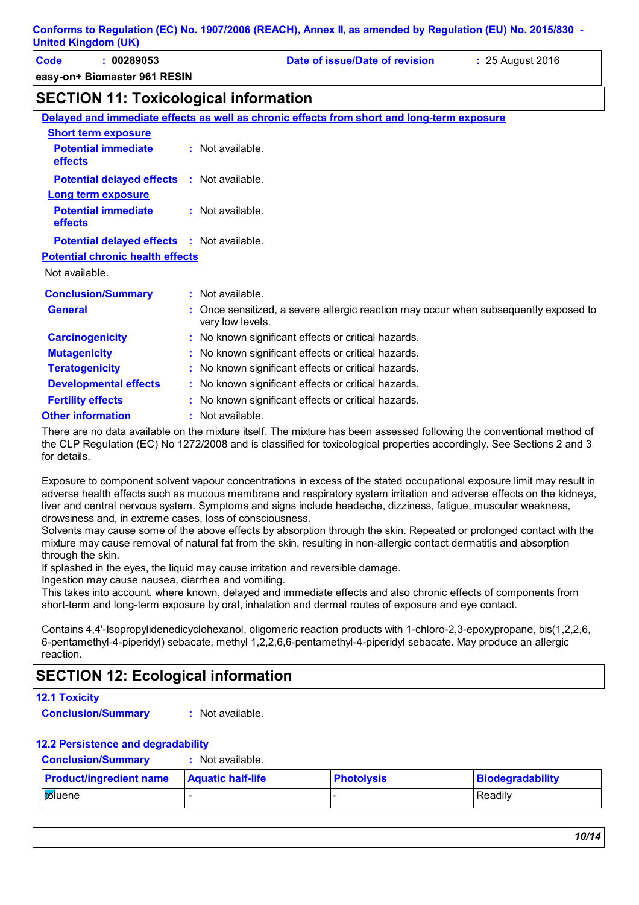Conforms to Regulation (EC) No. 1907/2006 (REACH), Annex II, as amended by Regulation (EU) No. 2015/830 - United Kingdom (UK)

**Code** : 00289053 **Date of issue/Date of revision** : 25 August 2016

**easy-on+ Biomaster 961 RESIN**

## SECTION 11: Toxicological information

**Delayed and immediate effects as well as chronic effects from short and long-term exposure**

**Short term exposure**

**Potential immediate effects** : Not available.

**Potential delayed effects** : Not available.

**Long term exposure**

**Potential immediate effects** : Not available.

**Potential delayed effects** : Not available.

**Potential chronic health effects**

Not available.

**Conclusion/Summary** : Not available.

**General** : Once sensitized, a severe allergic reaction may occur when subsequently exposed to very low levels.

**Carcinogenicity** : No known significant effects or critical hazards.

**Mutagenicity** : No known significant effects or critical hazards.

**Teratogenicity** : No known significant effects or critical hazards.

**Developmental effects** : No known significant effects or critical hazards.

**Fertility effects** : No known significant effects or critical hazards.

**Other information** : Not available.

There are no data available on the mixture itself. The mixture has been assessed following the conventional method of the CLP Regulation (EC) No 1272/2008 and is classified for toxicological properties accordingly. See Sections 2 and 3 for details.

Exposure to component solvent vapour concentrations in excess of the stated occupational exposure limit may result in adverse health effects such as mucous membrane and respiratory system irritation and adverse effects on the kidneys, liver and central nervous system. Symptoms and signs include headache, dizziness, fatigue, muscular weakness, drowsiness and, in extreme cases, loss of consciousness.
Solvents may cause some of the above effects by absorption through the skin. Repeated or prolonged contact with the mixture may cause removal of natural fat from the skin, resulting in non-allergic contact dermatitis and absorption through the skin.
If splashed in the eyes, the liquid may cause irritation and reversible damage.
Ingestion may cause nausea, diarrhea and vomiting.
This takes into account, where known, delayed and immediate effects and also chronic effects of components from short-term and long-term exposure by oral, inhalation and dermal routes of exposure and eye contact.

Contains 4,4'-Isopropylidenedicyclohexanol, oligomeric reaction products with 1-chloro-2,3-epoxypropane, bis(1,2,2,6,6-pentamethyl-4-piperidyl) sebacate, methyl 1,2,2,6,6-pentamethyl-4-piperidyl sebacate. May produce an allergic reaction.

## SECTION 12: Ecological information

**12.1 Toxicity**

**Conclusion/Summary** : Not available.

**12.2 Persistence and degradability**

**Conclusion/Summary** : Not available.

| Product/ingredient name | Aquatic half-life | Photolysis | Biodegradability |
|---|---|---|---|
| toluene | - | - | Readily |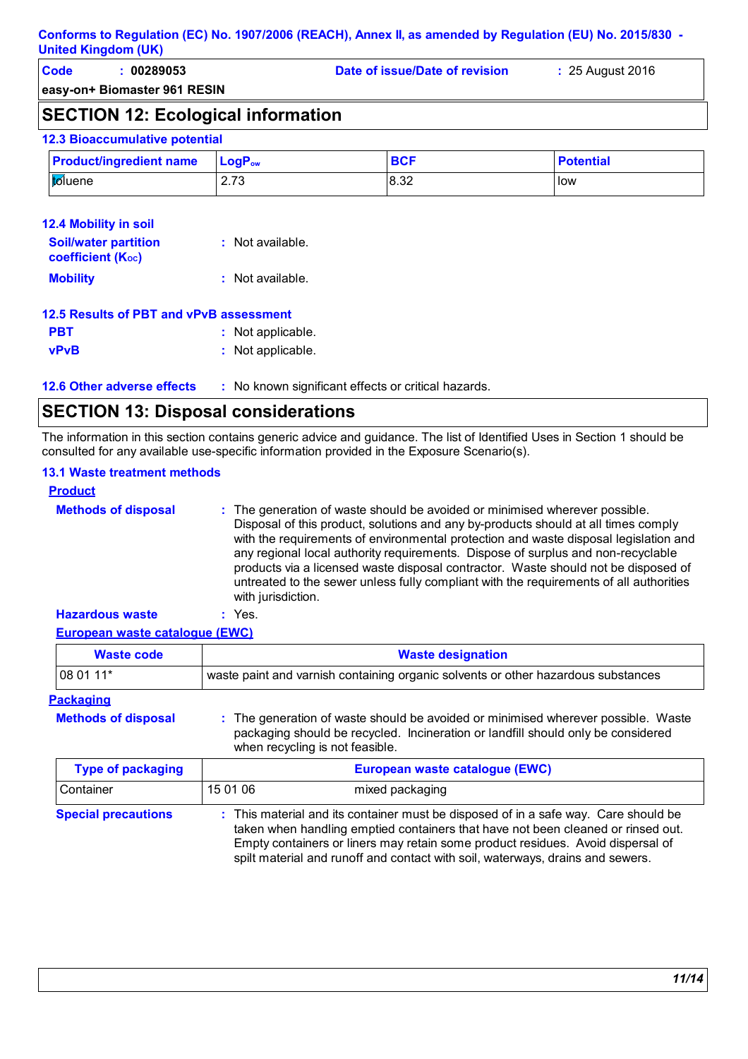Conforms to Regulation (EC) No. 1907/2006 (REACH), Annex II, as amended by Regulation (EU) No. 2015/830 - United Kingdom (UK)

| **Code** : 00289053 | **Date of issue/Date of revision** : 25 August 2016 |
|---|---|
| **easy-on+ Biomaster 961 RESIN** | |

## SECTION 12: Ecological information

### 12.3 Bioaccumulative potential

| Product/ingredient name | $LogP_{ow}$ | BCF | Potential |
|---|---|---|---|
| toluene | 2.73 | 8.32 | low |

### 12.4 Mobility in soil

**Soil/water partition coefficient ($K_{OC}$)** : Not available.

**Mobility** : Not available.

### 12.5 Results of PBT and vPvB assessment

**PBT** : Not applicable.

**vPvB** : Not applicable.

### 12.6 Other adverse effects : No known significant effects or critical hazards.

## SECTION 13: Disposal considerations

The information in this section contains generic advice and guidance. The list of Identified Uses in Section 1 should be consulted for any available use-specific information provided in the Exposure Scenario(s).

### 13.1 Waste treatment methods

**Product**

**Methods of disposal** : The generation of waste should be avoided or minimised wherever possible. Disposal of this product, solutions and any by-products should at all times comply with the requirements of environmental protection and waste disposal legislation and any regional local authority requirements. Dispose of surplus and non-recyclable products via a licensed waste disposal contractor. Waste should not be disposed of untreated to the sewer unless fully compliant with the requirements of all authorities with jurisdiction.

**Hazardous waste** : Yes.

**European waste catalogue (EWC)**

| Waste code | Waste designation |
|---|---|
| 08 01 11* | waste paint and varnish containing organic solvents or other hazardous substances |

**Packaging**

**Methods of disposal** : The generation of waste should be avoided or minimised wherever possible. Waste packaging should be recycled. Incineration or landfill should only be considered when recycling is not feasible.

| Type of packaging | European waste catalogue (EWC) | |
|---|---|---|
| Container | 15 01 06 | mixed packaging |

**Special precautions** : This material and its container must be disposed of in a safe way. Care should be taken when handling emptied containers that have not been cleaned or rinsed out. Empty containers or liners may retain some product residues. Avoid dispersal of spilt material and runoff and contact with soil, waterways, drains and sewers.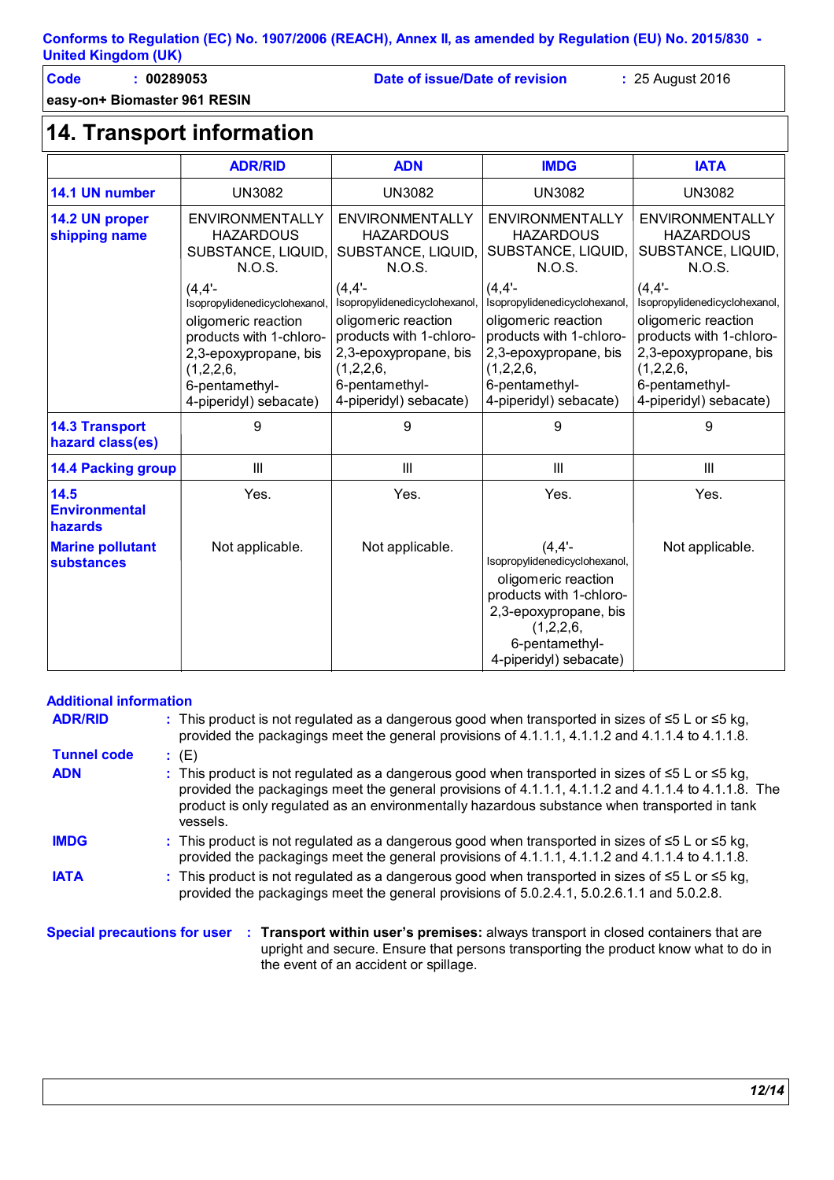**Conforms to Regulation (EC) No. 1907/2006 (REACH), Annex II, as amended by Regulation (EU) No. 2015/830 - United Kingdom (UK)**

| **Code** : **00289053** | **Date of issue/Date of revision** : 25 August 2016 |
|---|---|
| **easy-on+ Biomaster 961 RESIN** | |

## 14. Transport information

| | ADR/RID | ADN | IMDG | IATA |
|---|---|---|---|---|
| **14.1 UN number** | UN3082 | UN3082 | UN3082 | UN3082 |
| **14.2 UN proper shipping name** | ENVIRONMENTALLY HAZARDOUS SUBSTANCE, LIQUID, N.O.S. (4,4'-Isopropylidenedicyclohexanol, oligomeric reaction products with 1-chloro-2,3-epoxypropane, bis (1,2,2,6,6-pentamethyl-4-piperidyl) sebacate) | ENVIRONMENTALLY HAZARDOUS SUBSTANCE, LIQUID, N.O.S. (4,4'-Isopropylidenedicyclohexanol, oligomeric reaction products with 1-chloro-2,3-epoxypropane, bis (1,2,2,6,6-pentamethyl-4-piperidyl) sebacate) | ENVIRONMENTALLY HAZARDOUS SUBSTANCE, LIQUID, N.O.S. (4,4'-Isopropylidenedicyclohexanol, oligomeric reaction products with 1-chloro-2,3-epoxypropane, bis (1,2,2,6,6-pentamethyl-4-piperidyl) sebacate) | ENVIRONMENTALLY HAZARDOUS SUBSTANCE, LIQUID, N.O.S. (4,4'-Isopropylidenedicyclohexanol, oligomeric reaction products with 1-chloro-2,3-epoxypropane, bis (1,2,2,6,6-pentamethyl-4-piperidyl) sebacate) |
| **14.3 Transport hazard class(es)** | 9 | 9 | 9 | 9 |
| **14.4 Packing group** | III | III | III | III |
| **14.5 Environmental hazards** | Yes. | Yes. | Yes. | Yes. |
| **Marine pollutant substances** | Not applicable. | Not applicable. | (4,4'-Isopropylidenedicyclohexanol, oligomeric reaction products with 1-chloro-2,3-epoxypropane, bis (1,2,2,6,6-pentamethyl-4-piperidyl) sebacate) | Not applicable. |

**Additional information**

**ADR/RID** : This product is not regulated as a dangerous good when transported in sizes of ≤5 L or ≤5 kg, provided the packagings meet the general provisions of 4.1.1.1, 4.1.1.2 and 4.1.1.4 to 4.1.1.8.

**Tunnel code** : (E)

**ADN** : This product is not regulated as a dangerous good when transported in sizes of ≤5 L or ≤5 kg, provided the packagings meet the general provisions of 4.1.1.1, 4.1.1.2 and 4.1.1.4 to 4.1.1.8. The product is only regulated as an environmentally hazardous substance when transported in tank vessels.

**IMDG** : This product is not regulated as a dangerous good when transported in sizes of ≤5 L or ≤5 kg, provided the packagings meet the general provisions of 4.1.1.1, 4.1.1.2 and 4.1.1.4 to 4.1.1.8.

**IATA** : This product is not regulated as a dangerous good when transported in sizes of ≤5 L or ≤5 kg, provided the packagings meet the general provisions of 5.0.2.4.1, 5.0.2.6.1.1 and 5.0.2.8.

**Special precautions for user** : **Transport within user's premises:** always transport in closed containers that are upright and secure. Ensure that persons transporting the product know what to do in the event of an accident or spillage.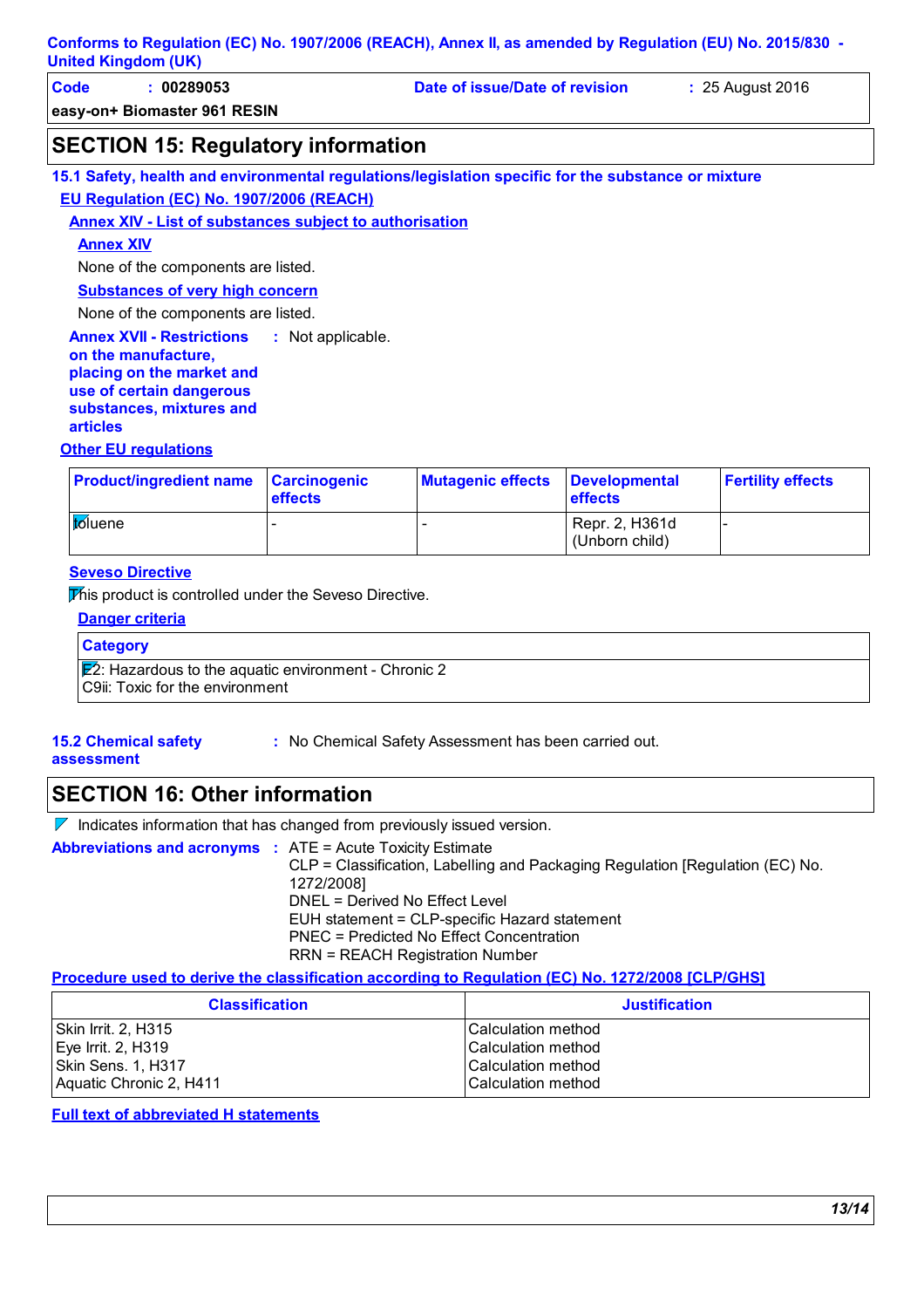Conforms to Regulation (EC) No. 1907/2006 (REACH), Annex II, as amended by Regulation (EU) No. 2015/830 - United Kingdom (UK)

**Code** : 00289053 **Date of issue/Date of revision** : 25 August 2016

**easy-on+ Biomaster 961 RESIN**

## SECTION 15: Regulatory information

### 15.1 Safety, health and environmental regulations/legislation specific for the substance or mixture

**EU Regulation (EC) No. 1907/2006 (REACH)**

**Annex XIV - List of substances subject to authorisation**

**Annex XIV**

None of the components are listed.

**Substances of very high concern**

None of the components are listed.

**Annex XVII - Restrictions on the manufacture, placing on the market and use of certain dangerous substances, mixtures and articles** : Not applicable.

**Other EU regulations**

| Product/ingredient name | Carcinogenic effects | Mutagenic effects | Developmental effects | Fertility effects |
|---|---|---|---|---|
| toluene | - | - | Repr. 2, H361d (Unborn child) | - |

**Seveso Directive**

This product is controlled under the Seveso Directive.

**Danger criteria**

| Category |
|---|
| E2: Hazardous to the aquatic environment - Chronic 2<br>C9ii: Toxic for the environment |

**15.2 Chemical safety assessment** : No Chemical Safety Assessment has been carried out.

## SECTION 16: Other information

Indicates information that has changed from previously issued version.

**Abbreviations and acronyms** : ATE = Acute Toxicity Estimate
CLP = Classification, Labelling and Packaging Regulation [Regulation (EC) No. 1272/2008]
DNEL = Derived No Effect Level
EUH statement = CLP-specific Hazard statement
PNEC = Predicted No Effect Concentration
RRN = REACH Registration Number

**Procedure used to derive the classification according to Regulation (EC) No. 1272/2008 [CLP/GHS]**

| Classification | Justification |
|---|---|
| Skin Irrit. 2, H315 | Calculation method |
| Eye Irrit. 2, H319 | Calculation method |
| Skin Sens. 1, H317 | Calculation method |
| Aquatic Chronic 2, H411 | Calculation method |

**Full text of abbreviated H statements**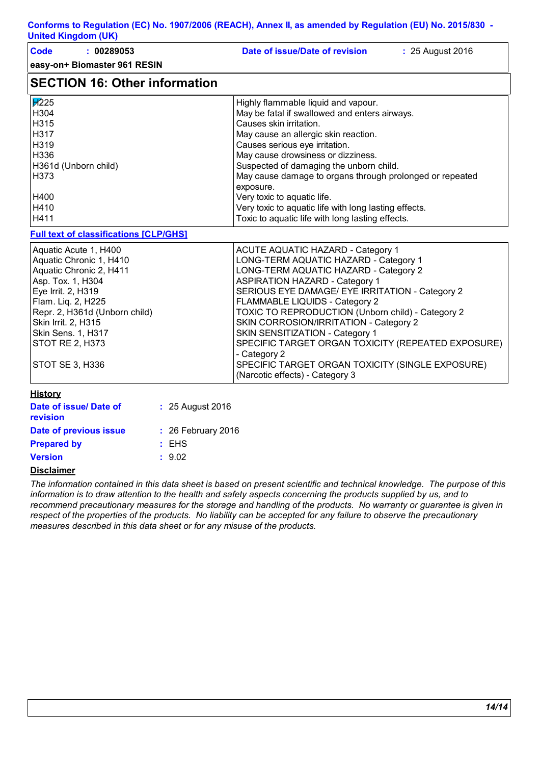## SECTION 16: Other information

| | |
|---|---|
| H225 | Highly flammable liquid and vapour. |
| H304 | May be fatal if swallowed and enters airways. |
| H315 | Causes skin irritation. |
| H317 | May cause an allergic skin reaction. |
| H319 | Causes serious eye irritation. |
| H336 | May cause drowsiness or dizziness. |
| H361d (Unborn child) | Suspected of damaging the unborn child. |
| H373 | May cause damage to organs through prolonged or repeated exposure. |
| H400 | Very toxic to aquatic life. |
| H410 | Very toxic to aquatic life with long lasting effects. |
| H411 | Toxic to aquatic life with long lasting effects. |

**Full text of classifications [CLP/GHS]**

| | |
|---|---|
| Aquatic Acute 1, H400 | ACUTE AQUATIC HAZARD - Category 1 |
| Aquatic Chronic 1, H410 | LONG-TERM AQUATIC HAZARD - Category 1 |
| Aquatic Chronic 2, H411 | LONG-TERM AQUATIC HAZARD - Category 2 |
| Asp. Tox. 1, H304 | ASPIRATION HAZARD - Category 1 |
| Eye Irrit. 2, H319 | SERIOUS EYE DAMAGE/ EYE IRRITATION - Category 2 |
| Flam. Liq. 2, H225 | FLAMMABLE LIQUIDS - Category 2 |
| Repr. 2, H361d (Unborn child) | TOXIC TO REPRODUCTION (Unborn child) - Category 2 |
| Skin Irrit. 2, H315 | SKIN CORROSION/IRRITATION - Category 2 |
| Skin Sens. 1, H317 | SKIN SENSITIZATION - Category 1 |
| STOT RE 2, H373 | SPECIFIC TARGET ORGAN TOXICITY (REPEATED EXPOSURE) - Category 2 |
| STOT SE 3, H336 | SPECIFIC TARGET ORGAN TOXICITY (SINGLE EXPOSURE) (Narcotic effects) - Category 3 |

**History**

**Date of issue/ Date of revision** : 25 August 2016

**Date of previous issue** : 26 February 2016

**Prepared by** : EHS

**Version** : 9.02

**Disclaimer**

*The information contained in this data sheet is based on present scientific and technical knowledge. The purpose of this information is to draw attention to the health and safety aspects concerning the products supplied by us, and to recommend precautionary measures for the storage and handling of the products. No warranty or guarantee is given in respect of the properties of the products. No liability can be accepted for any failure to observe the precautionary measures described in this data sheet or for any misuse of the products.*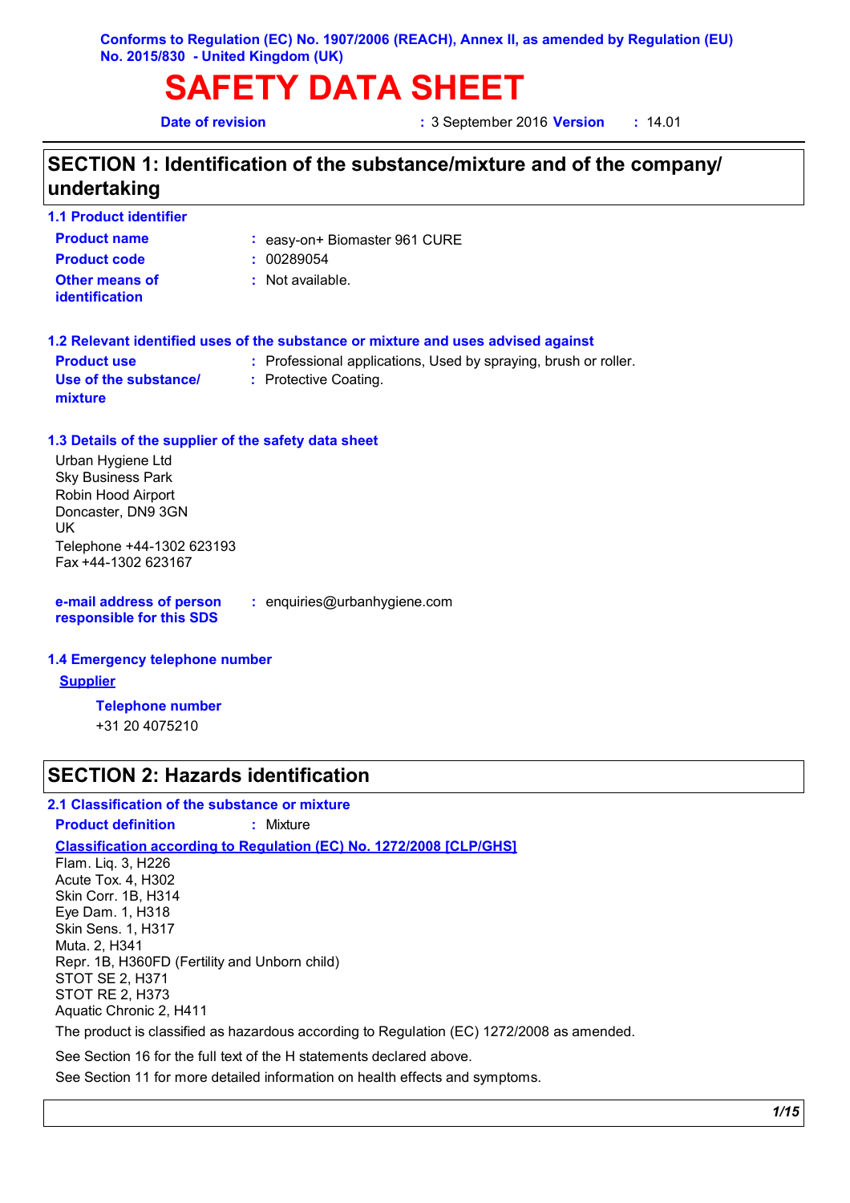**Conforms to Regulation (EC) No. 1907/2006 (REACH), Annex II, as amended by Regulation (EU) No. 2015/830 - United Kingdom (UK)**

# SAFETY DATA SHEET

**Date of revision** : 3 September 2016 **Version** : 14.01

## SECTION 1: Identification of the substance/mixture and of the company/ undertaking

### 1.1 Product identifier

**Product name** : easy-on+ Biomaster 961 CURE

**Product code** : 00289054

**Other means of identification** : Not available.

### 1.2 Relevant identified uses of the substance or mixture and uses advised against

**Product use** : Professional applications, Used by spraying, brush or roller.

**Use of the substance/ mixture** : Protective Coating.

### 1.3 Details of the supplier of the safety data sheet

Urban Hygiene Ltd
Sky Business Park
Robin Hood Airport
Doncaster, DN9 3GN
UK
Telephone +44-1302 623193
Fax +44-1302 623167

**e-mail address of person responsible for this SDS** : enquiries@urbanhygiene.com

### 1.4 Emergency telephone number

**Supplier**

**Telephone number**
+31 20 4075210

## SECTION 2: Hazards identification

### 2.1 Classification of the substance or mixture

**Product definition** : Mixture

**Classification according to Regulation (EC) No. 1272/2008 [CLP/GHS]**

Flam. Liq. 3, H226
Acute Tox. 4, H302
Skin Corr. 1B, H314
Eye Dam. 1, H318
Skin Sens. 1, H317
Muta. 2, H341
Repr. 1B, H360FD (Fertility and Unborn child)
STOT SE 2, H371
STOT RE 2, H373
Aquatic Chronic 2, H411

The product is classified as hazardous according to Regulation (EC) 1272/2008 as amended.

See Section 16 for the full text of the H statements declared above.

See Section 11 for more detailed information on health effects and symptoms.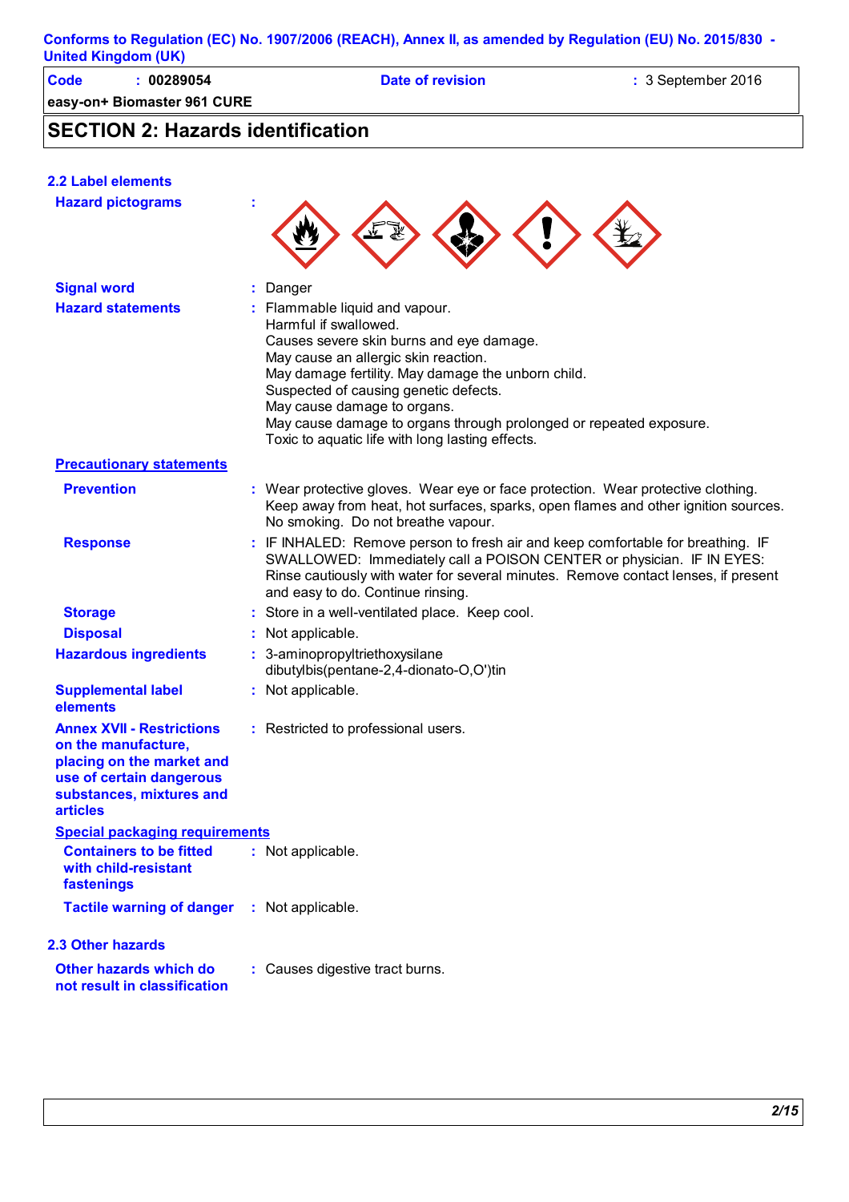## SECTION 2: Hazards identification

### 2.2 Label elements

**Hazard pictograms** :

**Signal word** : Danger

**Hazard statements** : Flammable liquid and vapour.
Harmful if swallowed.
Causes severe skin burns and eye damage.
May cause an allergic skin reaction.
May damage fertility. May damage the unborn child.
Suspected of causing genetic defects.
May cause damage to organs.
May cause damage to organs through prolonged or repeated exposure.
Toxic to aquatic life with long lasting effects.

**Precautionary statements**

**Prevention** : Wear protective gloves. Wear eye or face protection. Wear protective clothing. Keep away from heat, hot surfaces, sparks, open flames and other ignition sources. No smoking. Do not breathe vapour.

**Response** : IF INHALED: Remove person to fresh air and keep comfortable for breathing. IF SWALLOWED: Immediately call a POISON CENTER or physician. IF IN EYES: Rinse cautiously with water for several minutes. Remove contact lenses, if present and easy to do. Continue rinsing.

**Storage** : Store in a well-ventilated place. Keep cool.

**Disposal** : Not applicable.

**Hazardous ingredients** : 3-aminopropyltriethoxysilane
dibutylbis(pentane-2,4-dionato-O,O')tin

**Supplemental label elements** : Not applicable.

**Annex XVII - Restrictions on the manufacture, placing on the market and use of certain dangerous substances, mixtures and articles** : Restricted to professional users.

**Special packaging requirements**

**Containers to be fitted with child-resistant fastenings** : Not applicable.

**Tactile warning of danger** : Not applicable.

### 2.3 Other hazards

**Other hazards which do not result in classification** : Causes digestive tract burns.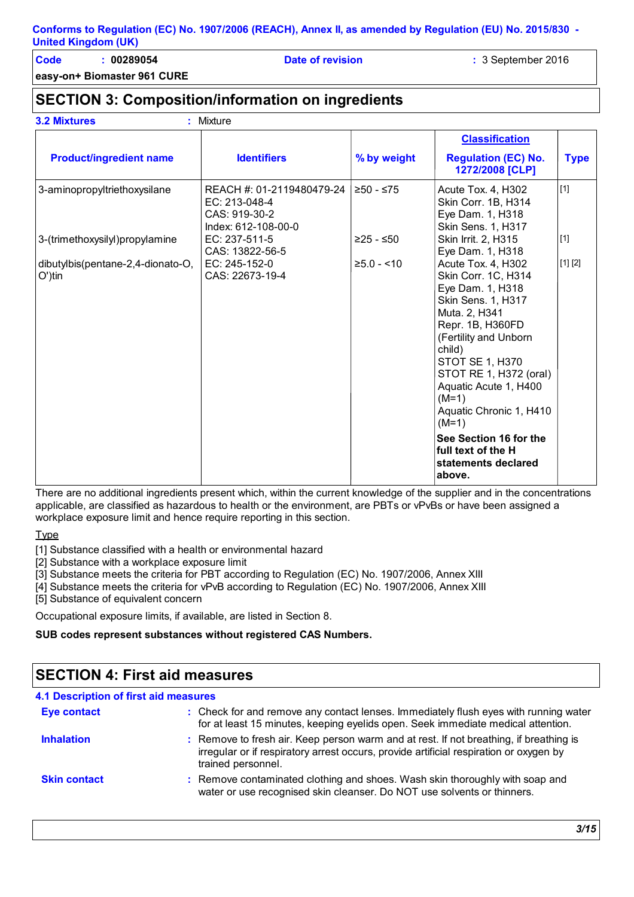Conforms to Regulation (EC) No. 1907/2006 (REACH), Annex II, as amended by Regulation (EU) No. 2015/830 - United Kingdom (UK)

| Code | : 00289054 | Date of revision | : 3 September 2016 |
|---|---|---|---|

**easy-on+ Biomaster 961 CURE**

## SECTION 3: Composition/information on ingredients

**3.2 Mixtures** : Mixture

| Product/ingredient name | Identifiers | % by weight | Classification Regulation (EC) No. 1272/2008 [CLP] | Type |
|---|---|---|---|---|
| 3-aminopropyltriethoxysilane | REACH #: 01-2119480479-24<br>EC: 213-048-4<br>CAS: 919-30-2<br>Index: 612-108-00-0 | ≥50 - ≤75 | Acute Tox. 4, H302<br>Skin Corr. 1B, H314<br>Eye Dam. 1, H318<br>Skin Sens. 1, H317 | [1] |
| 3-(trimethoxysilyl)propylamine | EC: 237-511-5<br>CAS: 13822-56-5 | ≥25 - ≤50 | Skin Irrit. 2, H315<br>Eye Dam. 1, H318 | [1] |
| dibutylbis(pentane-2,4-dionato-O, O')tin | EC: 245-152-0<br>CAS: 22673-19-4 | ≥5.0 - <10 | Acute Tox. 4, H302<br>Skin Corr. 1C, H314<br>Eye Dam. 1, H318<br>Skin Sens. 1, H317<br>Muta. 2, H341<br>Repr. 1B, H360FD (Fertility and Unborn child)<br>STOT SE 1, H370<br>STOT RE 1, H372 (oral)<br>Aquatic Acute 1, H400 (M=1)<br>Aquatic Chronic 1, H410 (M=1) | [1] [2] |
| | | | **See Section 16 for the full text of the H statements declared above.** | |

There are no additional ingredients present which, within the current knowledge of the supplier and in the concentrations applicable, are classified as hazardous to health or the environment, are PBTs or vPvBs or have been assigned a workplace exposure limit and hence require reporting in this section.

Type

[1] Substance classified with a health or environmental hazard
[2] Substance with a workplace exposure limit
[3] Substance meets the criteria for PBT according to Regulation (EC) No. 1907/2006, Annex XIII
[4] Substance meets the criteria for vPvB according to Regulation (EC) No. 1907/2006, Annex XIII
[5] Substance of equivalent concern

Occupational exposure limits, if available, are listed in Section 8.

**SUB codes represent substances without registered CAS Numbers.**

## SECTION 4: First aid measures

### 4.1 Description of first aid measures

**Eye contact** : Check for and remove any contact lenses. Immediately flush eyes with running water for at least 15 minutes, keeping eyelids open. Seek immediate medical attention.

**Inhalation** : Remove to fresh air. Keep person warm and at rest. If not breathing, if breathing is irregular or if respiratory arrest occurs, provide artificial respiration or oxygen by trained personnel.

**Skin contact** : Remove contaminated clothing and shoes. Wash skin thoroughly with soap and water or use recognised skin cleanser. Do NOT use solvents or thinners.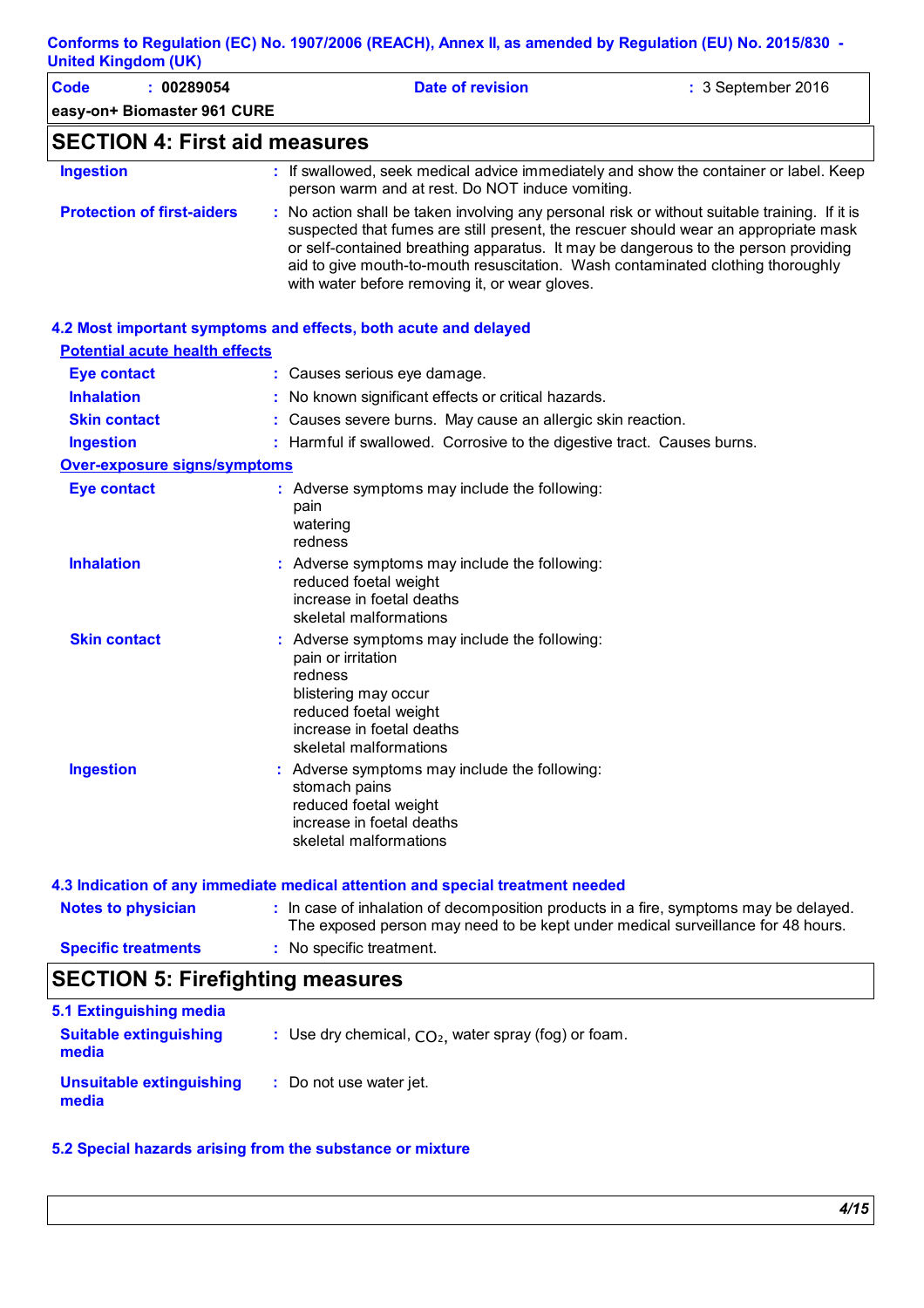## SECTION 4: First aid measures

**Ingestion** : If swallowed, seek medical advice immediately and show the container or label. Keep person warm and at rest. Do NOT induce vomiting.

**Protection of first-aiders** : No action shall be taken involving any personal risk or without suitable training. If it is suspected that fumes are still present, the rescuer should wear an appropriate mask or self-contained breathing apparatus. It may be dangerous to the person providing aid to give mouth-to-mouth resuscitation. Wash contaminated clothing thoroughly with water before removing it, or wear gloves.

### 4.2 Most important symptoms and effects, both acute and delayed

**Potential acute health effects**

**Eye contact** : Causes serious eye damage.

**Inhalation** : No known significant effects or critical hazards.

**Skin contact** : Causes severe burns. May cause an allergic skin reaction.

**Ingestion** : Harmful if swallowed. Corrosive to the digestive tract. Causes burns.

**Over-exposure signs/symptoms**

**Eye contact** : Adverse symptoms may include the following:
pain
watering
redness

**Inhalation** : Adverse symptoms may include the following:
reduced foetal weight
increase in foetal deaths
skeletal malformations

**Skin contact** : Adverse symptoms may include the following:
pain or irritation
redness
blistering may occur
reduced foetal weight
increase in foetal deaths
skeletal malformations

**Ingestion** : Adverse symptoms may include the following:
stomach pains
reduced foetal weight
increase in foetal deaths
skeletal malformations

### 4.3 Indication of any immediate medical attention and special treatment needed

**Notes to physician** : In case of inhalation of decomposition products in a fire, symptoms may be delayed. The exposed person may need to be kept under medical surveillance for 48 hours.

**Specific treatments** : No specific treatment.

## SECTION 5: Firefighting measures

### 5.1 Extinguishing media

**Suitable extinguishing media** : Use dry chemical, $CO_2$, water spray (fog) or foam.

**Unsuitable extinguishing media** : Do not use water jet.

### 5.2 Special hazards arising from the substance or mixture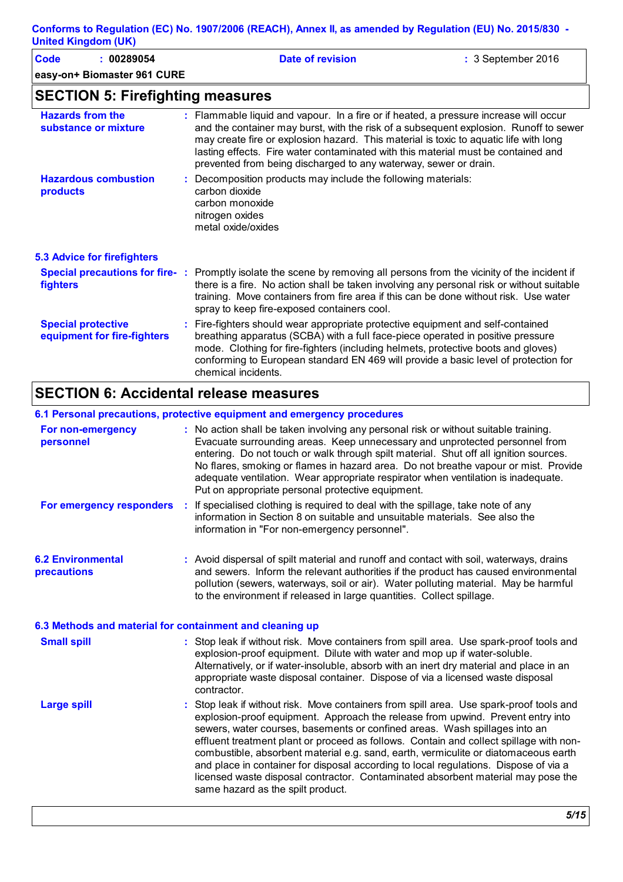## SECTION 5: Firefighting measures

**Hazards from the substance or mixture** : Flammable liquid and vapour. In a fire or if heated, a pressure increase will occur and the container may burst, with the risk of a subsequent explosion. Runoff to sewer may create fire or explosion hazard. This material is toxic to aquatic life with long lasting effects. Fire water contaminated with this material must be contained and prevented from being discharged to any waterway, sewer or drain.

**Hazardous combustion products** : Decomposition products may include the following materials:
carbon dioxide
carbon monoxide
nitrogen oxides
metal oxide/oxides

### 5.3 Advice for firefighters

**Special precautions for fire-fighters** : Promptly isolate the scene by removing all persons from the vicinity of the incident if there is a fire. No action shall be taken involving any personal risk or without suitable training. Move containers from fire area if this can be done without risk. Use water spray to keep fire-exposed containers cool.

**Special protective equipment for fire-fighters** : Fire-fighters should wear appropriate protective equipment and self-contained breathing apparatus (SCBA) with a full face-piece operated in positive pressure mode. Clothing for fire-fighters (including helmets, protective boots and gloves) conforming to European standard EN 469 will provide a basic level of protection for chemical incidents.

## SECTION 6: Accidental release measures

### 6.1 Personal precautions, protective equipment and emergency procedures

**For non-emergency personnel** : No action shall be taken involving any personal risk or without suitable training. Evacuate surrounding areas. Keep unnecessary and unprotected personnel from entering. Do not touch or walk through spilt material. Shut off all ignition sources. No flares, smoking or flames in hazard area. Do not breathe vapour or mist. Provide adequate ventilation. Wear appropriate respirator when ventilation is inadequate. Put on appropriate personal protective equipment.

**For emergency responders** : If specialised clothing is required to deal with the spillage, take note of any information in Section 8 on suitable and unsuitable materials. See also the information in "For non-emergency personnel".

**6.2 Environmental precautions** : Avoid dispersal of spilt material and runoff and contact with soil, waterways, drains and sewers. Inform the relevant authorities if the product has caused environmental pollution (sewers, waterways, soil or air). Water polluting material. May be harmful to the environment if released in large quantities. Collect spillage.

### 6.3 Methods and material for containment and cleaning up

**Small spill** : Stop leak if without risk. Move containers from spill area. Use spark-proof tools and explosion-proof equipment. Dilute with water and mop up if water-soluble. Alternatively, or if water-insoluble, absorb with an inert dry material and place in an appropriate waste disposal container. Dispose of via a licensed waste disposal contractor.

**Large spill** : Stop leak if without risk. Move containers from spill area. Use spark-proof tools and explosion-proof equipment. Approach the release from upwind. Prevent entry into sewers, water courses, basements or confined areas. Wash spillages into an effluent treatment plant or proceed as follows. Contain and collect spillage with non-combustible, absorbent material e.g. sand, earth, vermiculite or diatomaceous earth and place in container for disposal according to local regulations. Dispose of via a licensed waste disposal contractor. Contaminated absorbent material may pose the same hazard as the spilt product.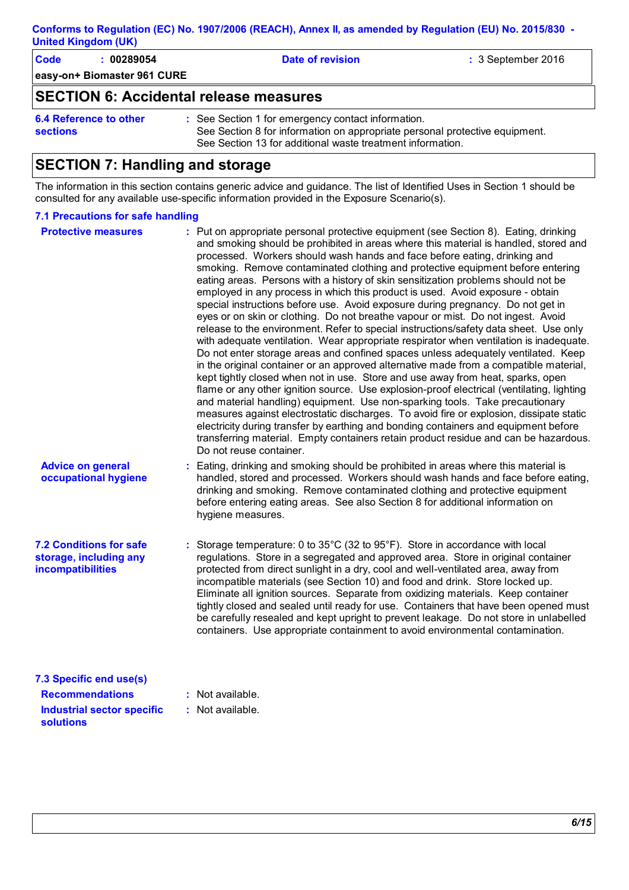## SECTION 6: Accidental release measures

| | |
|---|---|
| **6.4 Reference to other sections** | : See Section 1 for emergency contact information. See Section 8 for information on appropriate personal protective equipment. See Section 13 for additional waste treatment information. |

## SECTION 7: Handling and storage

The information in this section contains generic advice and guidance. The list of Identified Uses in Section 1 should be consulted for any available use-specific information provided in the Exposure Scenario(s).

### 7.1 Precautions for safe handling

**Protective measures** : Put on appropriate personal protective equipment (see Section 8). Eating, drinking and smoking should be prohibited in areas where this material is handled, stored and processed. Workers should wash hands and face before eating, drinking and smoking. Remove contaminated clothing and protective equipment before entering eating areas. Persons with a history of skin sensitization problems should not be employed in any process in which this product is used. Avoid exposure - obtain special instructions before use. Avoid exposure during pregnancy. Do not get in eyes or on skin or clothing. Do not breathe vapour or mist. Do not ingest. Avoid release to the environment. Refer to special instructions/safety data sheet. Use only with adequate ventilation. Wear appropriate respirator when ventilation is inadequate. Do not enter storage areas and confined spaces unless adequately ventilated. Keep in the original container or an approved alternative made from a compatible material, kept tightly closed when not in use. Store and use away from heat, sparks, open flame or any other ignition source. Use explosion-proof electrical (ventilating, lighting and material handling) equipment. Use non-sparking tools. Take precautionary measures against electrostatic discharges. To avoid fire or explosion, dissipate static electricity during transfer by earthing and bonding containers and equipment before transferring material. Empty containers retain product residue and can be hazardous. Do not reuse container.

**Advice on general occupational hygiene** : Eating, drinking and smoking should be prohibited in areas where this material is handled, stored and processed. Workers should wash hands and face before eating, drinking and smoking. Remove contaminated clothing and protective equipment before entering eating areas. See also Section 8 for additional information on hygiene measures.

**7.2 Conditions for safe storage, including any incompatibilities** : Storage temperature: 0 to 35°C (32 to 95°F). Store in accordance with local regulations. Store in a segregated and approved area. Store in original container protected from direct sunlight in a dry, cool and well-ventilated area, away from incompatible materials (see Section 10) and food and drink. Store locked up. Eliminate all ignition sources. Separate from oxidizing materials. Keep container tightly closed and sealed until ready for use. Containers that have been opened must be carefully resealed and kept upright to prevent leakage. Do not store in unlabelled containers. Use appropriate containment to avoid environmental contamination.

### 7.3 Specific end use(s)

**Recommendations** : Not available.

**Industrial sector specific solutions** : Not available.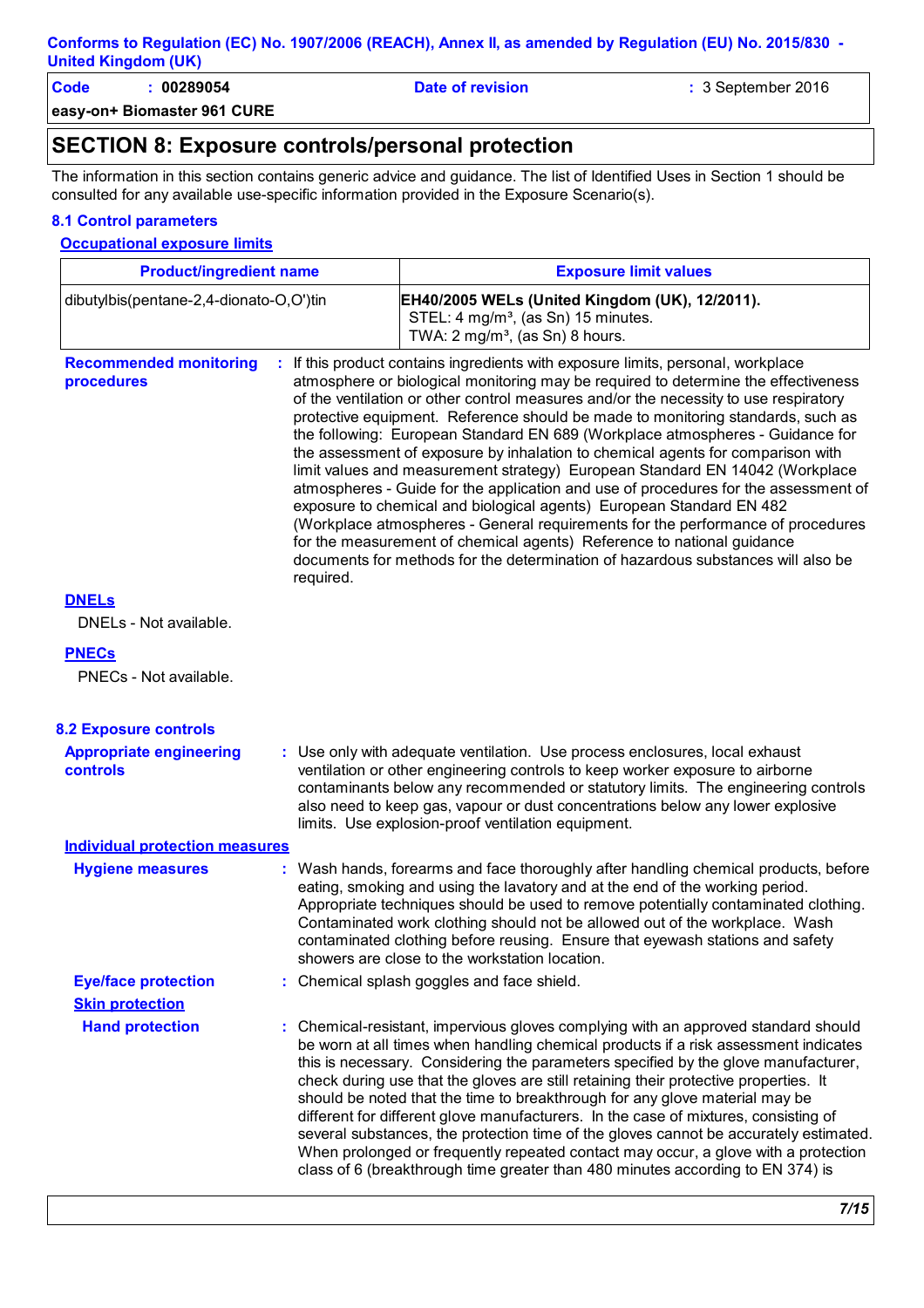## SECTION 8: Exposure controls/personal protection

The information in this section contains generic advice and guidance. The list of Identified Uses in Section 1 should be consulted for any available use-specific information provided in the Exposure Scenario(s).

### 8.1 Control parameters

#### Occupational exposure limits

| Product/ingredient name | Exposure limit values |
|---|---|
| dibutylbis(pentane-2,4-dionato-O,O')tin | **EH40/2005 WELs (United Kingdom (UK), 12/2011).** STEL: 4 mg/m³, (as Sn) 15 minutes. TWA: 2 mg/m³, (as Sn) 8 hours. |

**Recommended monitoring procedures** : If this product contains ingredients with exposure limits, personal, workplace atmosphere or biological monitoring may be required to determine the effectiveness of the ventilation or other control measures and/or the necessity to use respiratory protective equipment. Reference should be made to monitoring standards, such as the following: European Standard EN 689 (Workplace atmospheres - Guidance for the assessment of exposure by inhalation to chemical agents for comparison with limit values and measurement strategy) European Standard EN 14042 (Workplace atmospheres - Guide for the application and use of procedures for the assessment of exposure to chemical and biological agents) European Standard EN 482 (Workplace atmospheres - General requirements for the performance of procedures for the measurement of chemical agents) Reference to national guidance documents for methods for the determination of hazardous substances will also be required.

#### DNELs

DNELs - Not available.

#### PNECs

PNECs - Not available.

### 8.2 Exposure controls

**Appropriate engineering controls** : Use only with adequate ventilation. Use process enclosures, local exhaust ventilation or other engineering controls to keep worker exposure to airborne contaminants below any recommended or statutory limits. The engineering controls also need to keep gas, vapour or dust concentrations below any lower explosive limits. Use explosion-proof ventilation equipment.

#### Individual protection measures

**Hygiene measures** : Wash hands, forearms and face thoroughly after handling chemical products, before eating, smoking and using the lavatory and at the end of the working period. Appropriate techniques should be used to remove potentially contaminated clothing. Contaminated work clothing should not be allowed out of the workplace. Wash contaminated clothing before reusing. Ensure that eyewash stations and safety showers are close to the workstation location.

**Eye/face protection** : Chemical splash goggles and face shield.

**Skin protection**

**Hand protection** : Chemical-resistant, impervious gloves complying with an approved standard should be worn at all times when handling chemical products if a risk assessment indicates this is necessary. Considering the parameters specified by the glove manufacturer, check during use that the gloves are still retaining their protective properties. It should be noted that the time to breakthrough for any glove material may be different for different glove manufacturers. In the case of mixtures, consisting of several substances, the protection time of the gloves cannot be accurately estimated. When prolonged or frequently repeated contact may occur, a glove with a protection class of 6 (breakthrough time greater than 480 minutes according to EN 374) is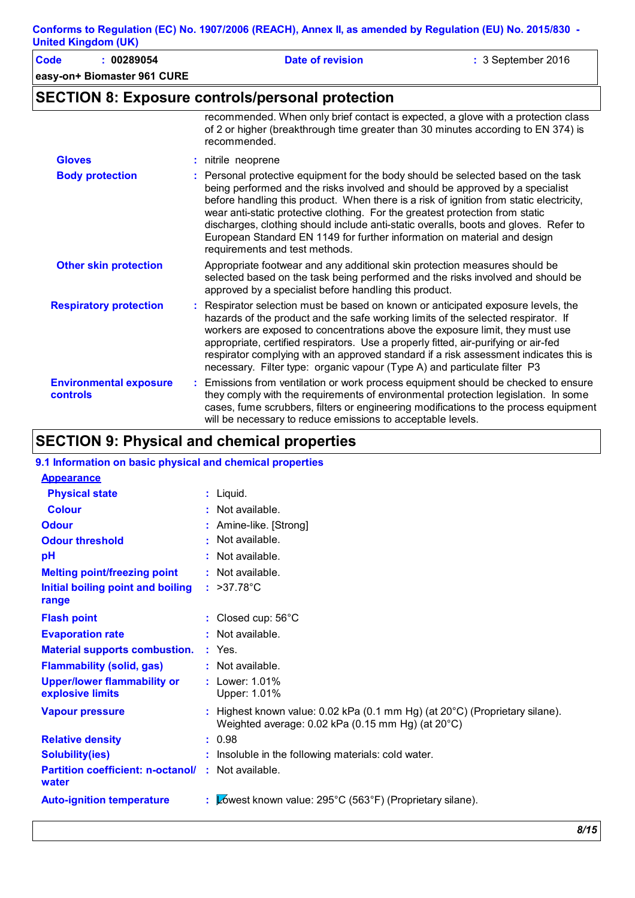## SECTION 8: Exposure controls/personal protection

recommended. When only brief contact is expected, a glove with a protection class of 2 or higher (breakthrough time greater than 30 minutes according to EN 374) is recommended.

| | |
|---|---|
| **Gloves** | : nitrile neoprene |
| **Body protection** | : Personal protective equipment for the body should be selected based on the task being performed and the risks involved and should be approved by a specialist before handling this product. When there is a risk of ignition from static electricity, wear anti-static protective clothing. For the greatest protection from static discharges, clothing should include anti-static overalls, boots and gloves. Refer to European Standard EN 1149 for further information on material and design requirements and test methods. |
| **Other skin protection** | Appropriate footwear and any additional skin protection measures should be selected based on the task being performed and the risks involved and should be approved by a specialist before handling this product. |
| **Respiratory protection** | : Respirator selection must be based on known or anticipated exposure levels, the hazards of the product and the safe working limits of the selected respirator. If workers are exposed to concentrations above the exposure limit, they must use appropriate, certified respirators. Use a properly fitted, air-purifying or air-fed respirator complying with an approved standard if a risk assessment indicates this is necessary. Filter type: organic vapour (Type A) and particulate filter P3 |
| **Environmental exposure controls** | : Emissions from ventilation or work process equipment should be checked to ensure they comply with the requirements of environmental protection legislation. In some cases, fume scrubbers, filters or engineering modifications to the process equipment will be necessary to reduce emissions to acceptable levels. |

## SECTION 9: Physical and chemical properties

### 9.1 Information on basic physical and chemical properties

**Appearance**

| | |
|---|---|
| **Physical state** | : Liquid. |
| **Colour** | : Not available. |
| **Odour** | : Amine-like. [Strong] |
| **Odour threshold** | : Not available. |
| **pH** | : Not available. |
| **Melting point/freezing point** | : Not available. |
| **Initial boiling point and boiling range** | : >37.78°C |
| **Flash point** | : Closed cup: 56°C |
| **Evaporation rate** | : Not available. |
| **Material supports combustion.** | : Yes. |
| **Flammability (solid, gas)** | : Not available. |
| **Upper/lower flammability or explosive limits** | : Lower: 1.01%<br>Upper: 1.01% |
| **Vapour pressure** | : Highest known value: 0.02 kPa (0.1 mm Hg) (at 20°C) (Proprietary silane).<br>Weighted average: 0.02 kPa (0.15 mm Hg) (at 20°C) |
| **Relative density** | : 0.98 |
| **Solubility(ies)** | : Insoluble in the following materials: cold water. |
| **Partition coefficient: n-octanol/ water** | : Not available. |
| **Auto-ignition temperature** | : Lowest known value: 295°C (563°F) (Proprietary silane). |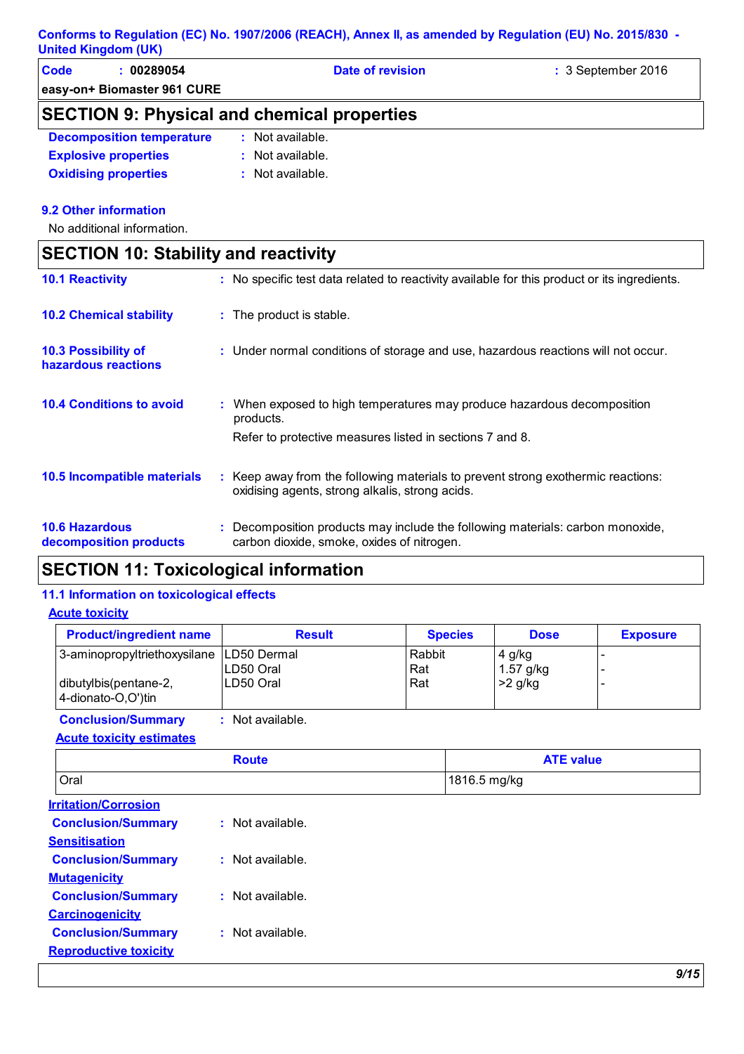## SECTION 9: Physical and chemical properties

**Decomposition temperature** : Not available.

**Explosive properties** : Not available.

**Oxidising properties** : Not available.

### 9.2 Other information

No additional information.

## SECTION 10: Stability and reactivity

**10.1 Reactivity** : No specific test data related to reactivity available for this product or its ingredients.

**10.2 Chemical stability** : The product is stable.

**10.3 Possibility of hazardous reactions** : Under normal conditions of storage and use, hazardous reactions will not occur.

**10.4 Conditions to avoid** : When exposed to high temperatures may produce hazardous decomposition products.

Refer to protective measures listed in sections 7 and 8.

**10.5 Incompatible materials** : Keep away from the following materials to prevent strong exothermic reactions: oxidising agents, strong alkalis, strong acids.

**10.6 Hazardous decomposition products** : Decomposition products may include the following materials: carbon monoxide, carbon dioxide, smoke, oxides of nitrogen.

## SECTION 11: Toxicological information

### 11.1 Information on toxicological effects

**Acute toxicity**

| Product/ingredient name | Result | Species | Dose | Exposure |
|---|---|---|---|---|
| 3-aminopropyltriethoxysilane | LD50 Dermal | Rabbit | 4 g/kg | - |
| | LD50 Oral | Rat | 1.57 g/kg | - |
| dibutylbis(pentane-2, 4-dionato-O,O')tin | LD50 Oral | Rat | >2 g/kg | - |

**Conclusion/Summary** : Not available.

**Acute toxicity estimates**

| Route | ATE value |
|---|---|
| Oral | 1816.5 mg/kg |

**Irritation/Corrosion**

**Conclusion/Summary** : Not available.

**Sensitisation**

**Conclusion/Summary** : Not available.

**Mutagenicity**

**Conclusion/Summary** : Not available.

**Carcinogenicity**

**Conclusion/Summary** : Not available.

**Reproductive toxicity**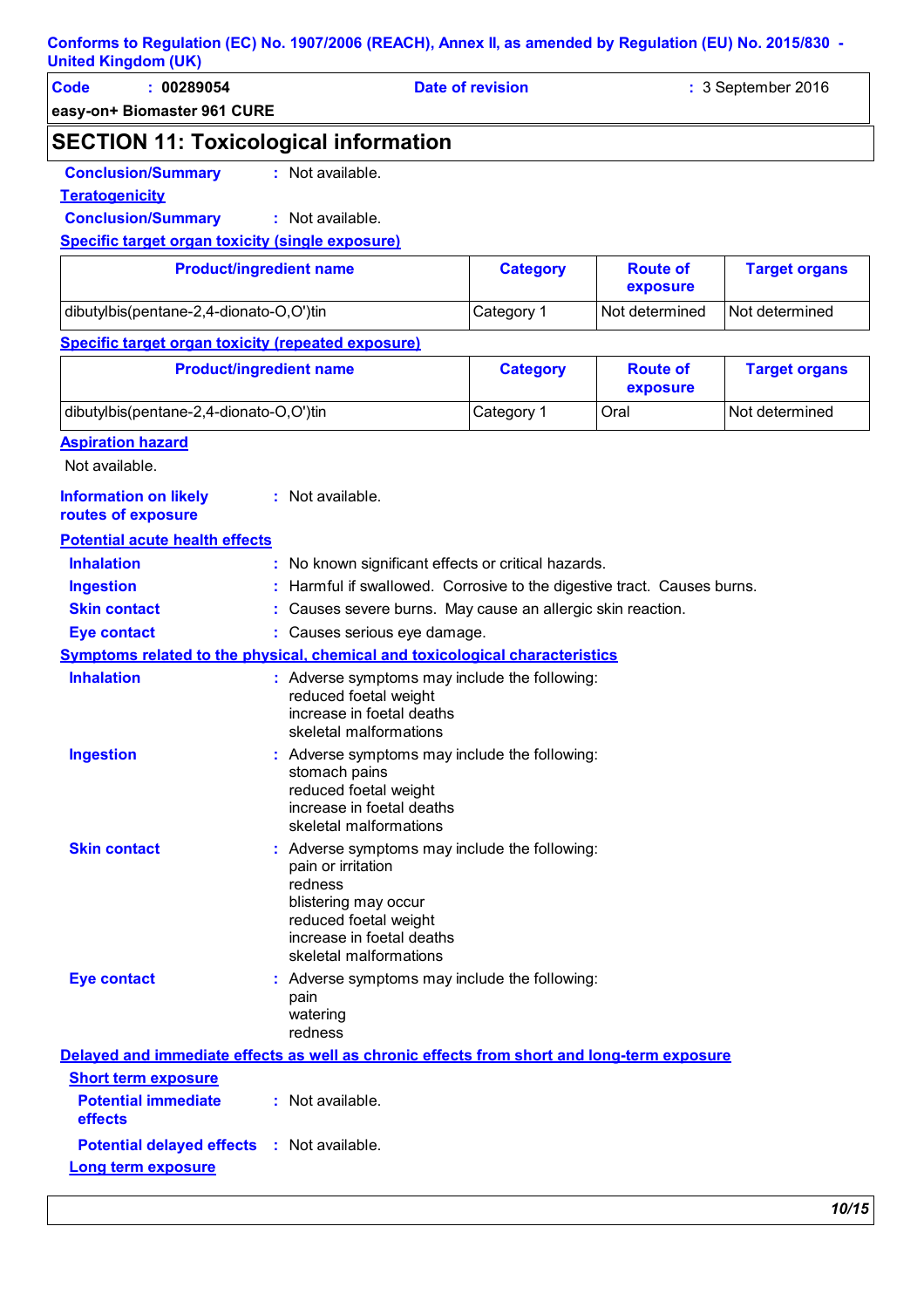## SECTION 11: Toxicological information

**Conclusion/Summary** : Not available.

**Teratogenicity**

**Conclusion/Summary** : Not available.

**Specific target organ toxicity (single exposure)**

| Product/ingredient name | Category | Route of exposure | Target organs |
|---|---|---|---|
| dibutylbis(pentane-2,4-dionato-O,O')tin | Category 1 | Not determined | Not determined |

**Specific target organ toxicity (repeated exposure)**

| Product/ingredient name | Category | Route of exposure | Target organs |
|---|---|---|---|
| dibutylbis(pentane-2,4-dionato-O,O')tin | Category 1 | Oral | Not determined |

**Aspiration hazard**

Not available.

**Information on likely routes of exposure** : Not available.

**Potential acute health effects**

**Inhalation** : No known significant effects or critical hazards.

**Ingestion** : Harmful if swallowed. Corrosive to the digestive tract. Causes burns.

**Skin contact** : Causes severe burns. May cause an allergic skin reaction.

**Eye contact** : Causes serious eye damage.

**Symptoms related to the physical, chemical and toxicological characteristics**

**Inhalation** : Adverse symptoms may include the following:
reduced foetal weight
increase in foetal deaths
skeletal malformations

**Ingestion** : Adverse symptoms may include the following:
stomach pains
reduced foetal weight
increase in foetal deaths
skeletal malformations

**Skin contact** : Adverse symptoms may include the following:
pain or irritation
redness
blistering may occur
reduced foetal weight
increase in foetal deaths
skeletal malformations

**Eye contact** : Adverse symptoms may include the following:
pain
watering
redness

**Delayed and immediate effects as well as chronic effects from short and long-term exposure**

**Short term exposure**

**Potential immediate effects** : Not available.

**Potential delayed effects** : Not available.

**Long term exposure**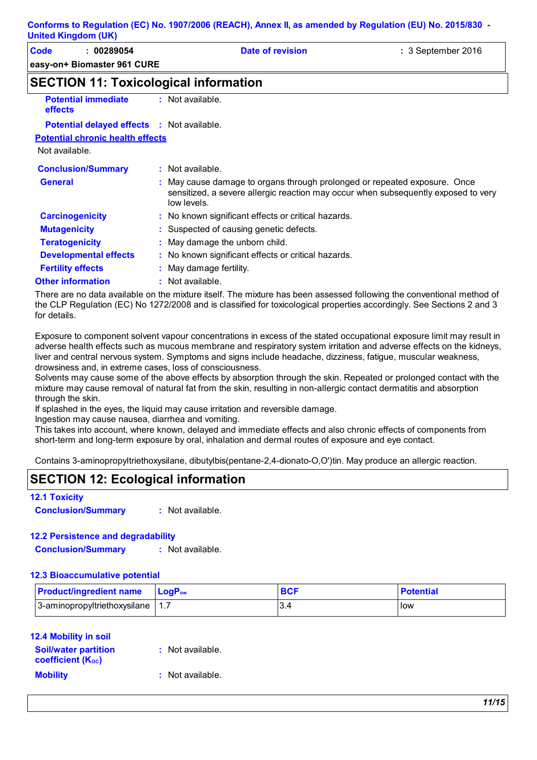## SECTION 11: Toxicological information

**Potential immediate effects** : Not available.

**Potential delayed effects** : Not available.

**Potential chronic health effects**

Not available.

**Conclusion/Summary** : Not available.

**General** : May cause damage to organs through prolonged or repeated exposure. Once sensitized, a severe allergic reaction may occur when subsequently exposed to very low levels.

**Carcinogenicity** : No known significant effects or critical hazards.

**Mutagenicity** : Suspected of causing genetic defects.

**Teratogenicity** : May damage the unborn child.

**Developmental effects** : No known significant effects or critical hazards.

**Fertility effects** : May damage fertility.

**Other information** : Not available.

There are no data available on the mixture itself. The mixture has been assessed following the conventional method of the CLP Regulation (EC) No 1272/2008 and is classified for toxicological properties accordingly. See Sections 2 and 3 for details.

Exposure to component solvent vapour concentrations in excess of the stated occupational exposure limit may result in adverse health effects such as mucous membrane and respiratory system irritation and adverse effects on the kidneys, liver and central nervous system. Symptoms and signs include headache, dizziness, fatigue, muscular weakness, drowsiness and, in extreme cases, loss of consciousness.
Solvents may cause some of the above effects by absorption through the skin. Repeated or prolonged contact with the mixture may cause removal of natural fat from the skin, resulting in non-allergic contact dermatitis and absorption through the skin.
If splashed in the eyes, the liquid may cause irritation and reversible damage.
Ingestion may cause nausea, diarrhea and vomiting.
This takes into account, where known, delayed and immediate effects and also chronic effects of components from short-term and long-term exposure by oral, inhalation and dermal routes of exposure and eye contact.

Contains 3-aminopropyltriethoxysilane, dibutylbis(pentane-2,4-dionato-O,O')tin. May produce an allergic reaction.

## SECTION 12: Ecological information

### 12.1 Toxicity

**Conclusion/Summary** : Not available.

### 12.2 Persistence and degradability

**Conclusion/Summary** : Not available.

### 12.3 Bioaccumulative potential

| Product/ingredient name | $LogP_{ow}$ | BCF | Potential |
|---|---|---|---|
| 3-aminopropyltriethoxysilane | 1.7 | 3.4 | low |

### 12.4 Mobility in soil

**Soil/water partition coefficient ($K_{OC}$)** : Not available.

**Mobility** : Not available.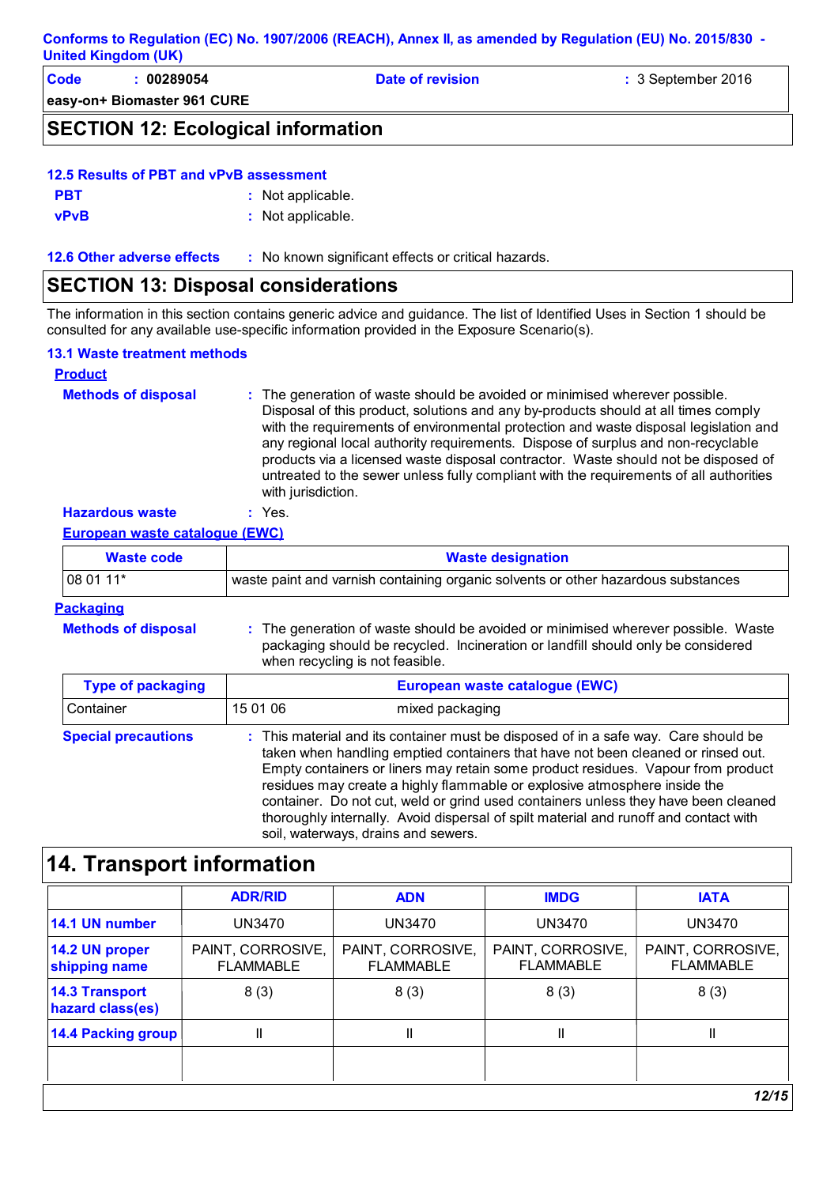## SECTION 12: Ecological information

### 12.5 Results of PBT and vPvB assessment

**PBT** : Not applicable.

**vPvB** : Not applicable.

**12.6 Other adverse effects** : No known significant effects or critical hazards.

## SECTION 13: Disposal considerations

The information in this section contains generic advice and guidance. The list of Identified Uses in Section 1 should be consulted for any available use-specific information provided in the Exposure Scenario(s).

### 13.1 Waste treatment methods

**Product**

**Methods of disposal** : The generation of waste should be avoided or minimised wherever possible. Disposal of this product, solutions and any by-products should at all times comply with the requirements of environmental protection and waste disposal legislation and any regional local authority requirements. Dispose of surplus and non-recyclable products via a licensed waste disposal contractor. Waste should not be disposed of untreated to the sewer unless fully compliant with the requirements of all authorities with jurisdiction.

**Hazardous waste** : Yes.

**European waste catalogue (EWC)**

| Waste code | Waste designation |
|---|---|
| 08 01 11* | waste paint and varnish containing organic solvents or other hazardous substances |

**Packaging**

**Methods of disposal** : The generation of waste should be avoided or minimised wherever possible. Waste packaging should be recycled. Incineration or landfill should only be considered when recycling is not feasible.

| Type of packaging | European waste catalogue (EWC) | |
|---|---|---|
| Container | 15 01 06 | mixed packaging |

**Special precautions** : This material and its container must be disposed of in a safe way. Care should be taken when handling emptied containers that have not been cleaned or rinsed out. Empty containers or liners may retain some product residues. Vapour from product residues may create a highly flammable or explosive atmosphere inside the container. Do not cut, weld or grind used containers unless they have been cleaned thoroughly internally. Avoid dispersal of spilt material and runoff and contact with soil, waterways, drains and sewers.

## 14. Transport information

| | ADR/RID | ADN | IMDG | IATA |
|---|---|---|---|---|
| 14.1 UN number | UN3470 | UN3470 | UN3470 | UN3470 |
| 14.2 UN proper shipping name | PAINT, CORROSIVE, FLAMMABLE | PAINT, CORROSIVE, FLAMMABLE | PAINT, CORROSIVE, FLAMMABLE | PAINT, CORROSIVE, FLAMMABLE |
| 14.3 Transport hazard class(es) | 8 (3) | 8 (3) | 8 (3) | 8 (3) |
| 14.4 Packing group | II | II | II | II |
| | | | | |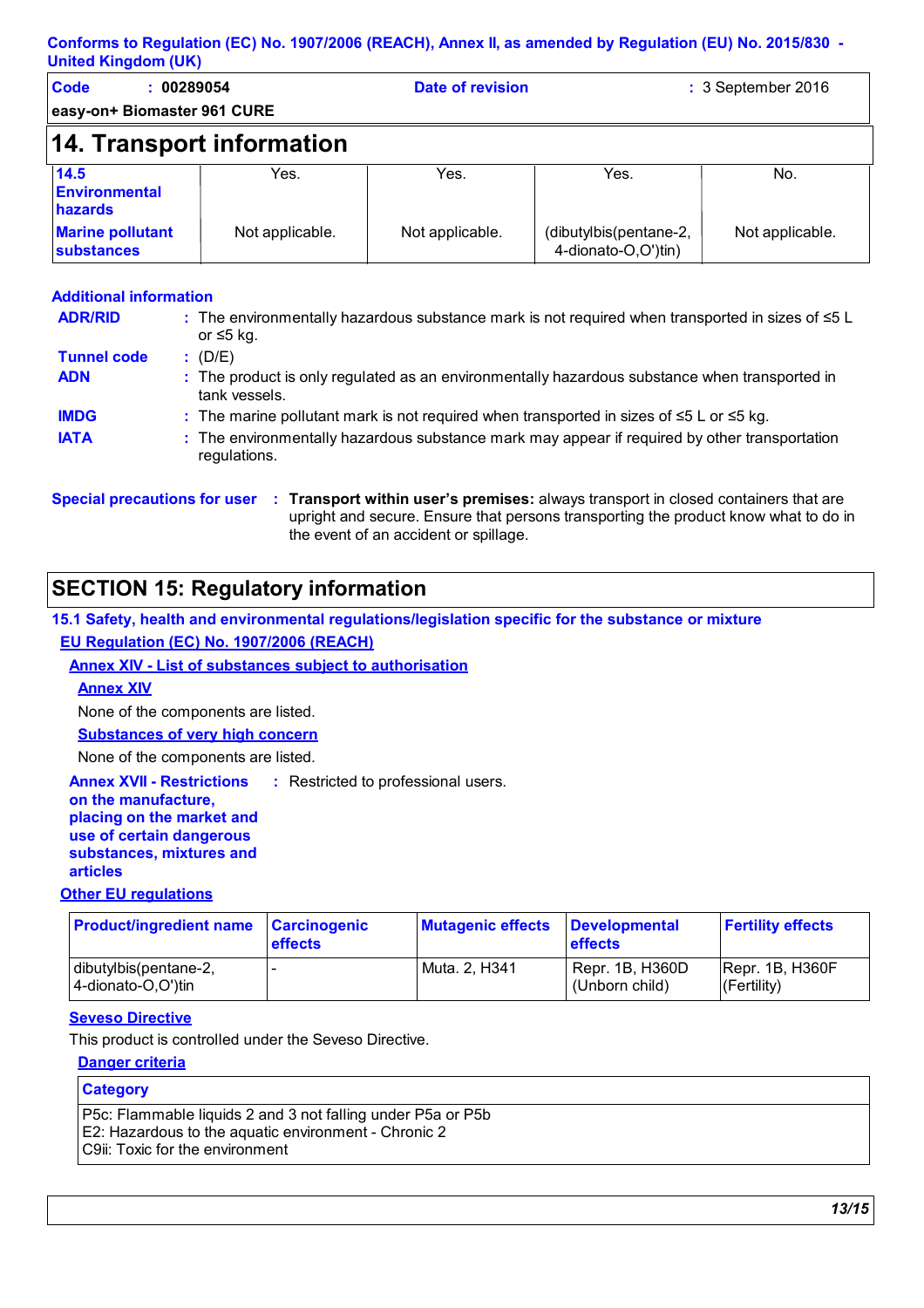## 14. Transport information

| | | | | |
|---|---|---|---|---|
| **14.5 Environmental hazards** | Yes. | Yes. | Yes. | No. |
| **Marine pollutant substances** | Not applicable. | Not applicable. | (dibutylbis(pentane-2, 4-dionato-O,O')tin) | Not applicable. |

**Additional information**

**ADR/RID** : The environmentally hazardous substance mark is not required when transported in sizes of ≤5 L or ≤5 kg.

**Tunnel code** : (D/E)

**ADN** : The product is only regulated as an environmentally hazardous substance when transported in tank vessels.

**IMDG** : The marine pollutant mark is not required when transported in sizes of ≤5 L or ≤5 kg.

**IATA** : The environmentally hazardous substance mark may appear if required by other transportation regulations.

**Special precautions for user** : **Transport within user's premises:** always transport in closed containers that are upright and secure. Ensure that persons transporting the product know what to do in the event of an accident or spillage.

## SECTION 15: Regulatory information

### 15.1 Safety, health and environmental regulations/legislation specific for the substance or mixture

**EU Regulation (EC) No. 1907/2006 (REACH)**

**Annex XIV - List of substances subject to authorisation**

**Annex XIV**

None of the components are listed.

**Substances of very high concern**

None of the components are listed.

**Annex XVII - Restrictions on the manufacture, placing on the market and use of certain dangerous substances, mixtures and articles** : Restricted to professional users.

**Other EU regulations**

| Product/ingredient name | Carcinogenic effects | Mutagenic effects | Developmental effects | Fertility effects |
|---|---|---|---|---|
| dibutylbis(pentane-2, 4-dionato-O,O')tin | - | Muta. 2, H341 | Repr. 1B, H360D (Unborn child) | Repr. 1B, H360F (Fertility) |

**Seveso Directive**

This product is controlled under the Seveso Directive.

**Danger criteria**

| Category |
|---|
| P5c: Flammable liquids 2 and 3 not falling under P5a or P5b<br>E2: Hazardous to the aquatic environment - Chronic 2<br>C9ii: Toxic for the environment |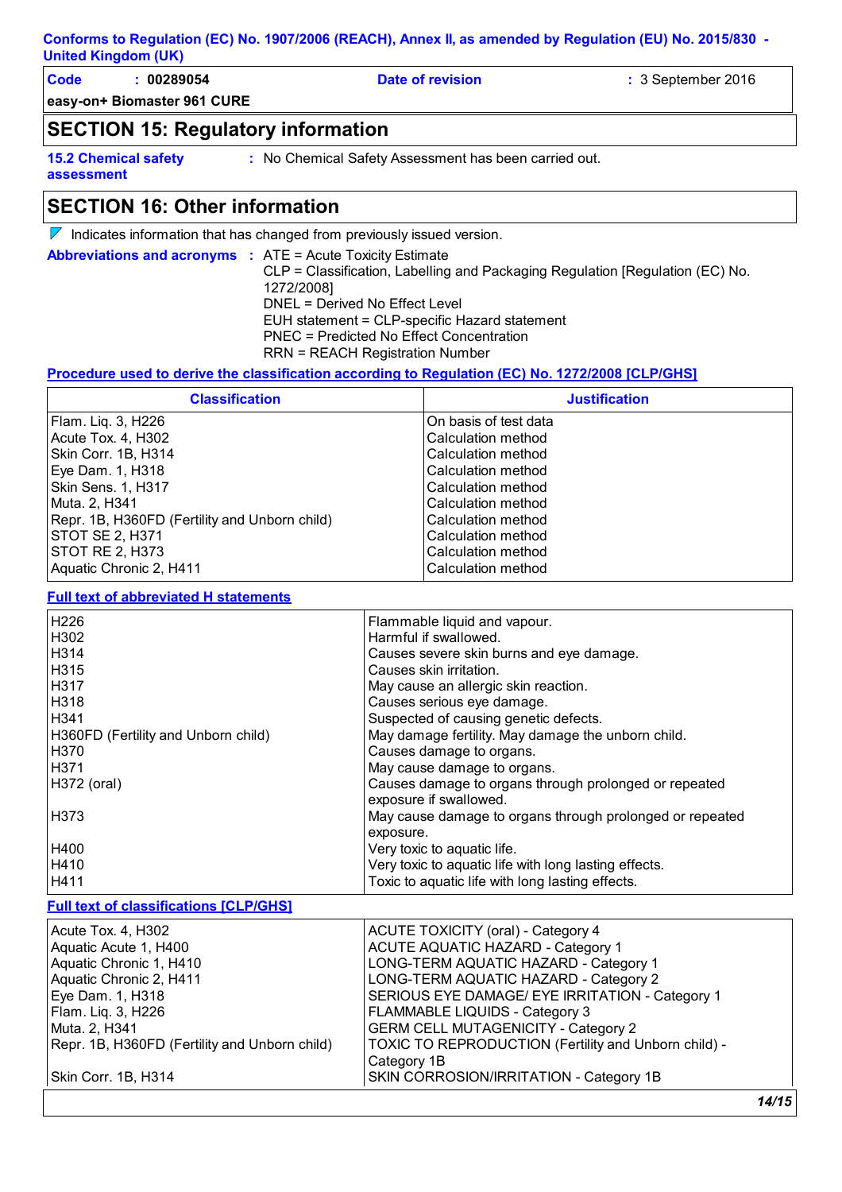**Conforms to Regulation (EC) No. 1907/2006 (REACH), Annex II, as amended by Regulation (EU) No. 2015/830 - United Kingdom (UK)**

**Code** : **00289054** **Date of revision** : 3 September 2016

**easy-on+ Biomaster 961 CURE**

## SECTION 15: Regulatory information

**15.2 Chemical safety assessment** : No Chemical Safety Assessment has been carried out.

## SECTION 16: Other information

▼ Indicates information that has changed from previously issued version.

**Abbreviations and acronyms** :
ATE = Acute Toxicity Estimate
CLP = Classification, Labelling and Packaging Regulation [Regulation (EC) No. 1272/2008]
DNEL = Derived No Effect Level
EUH statement = CLP-specific Hazard statement
PNEC = Predicted No Effect Concentration
RRN = REACH Registration Number

**Procedure used to derive the classification according to Regulation (EC) No. 1272/2008 [CLP/GHS]**

| Classification | Justification |
|---|---|
| Flam. Liq. 3, H226 | On basis of test data |
| Acute Tox. 4, H302 | Calculation method |
| Skin Corr. 1B, H314 | Calculation method |
| Eye Dam. 1, H318 | Calculation method |
| Skin Sens. 1, H317 | Calculation method |
| Muta. 2, H341 | Calculation method |
| Repr. 1B, H360FD (Fertility and Unborn child) | Calculation method |
| STOT SE 2, H371 | Calculation method |
| STOT RE 2, H373 | Calculation method |
| Aquatic Chronic 2, H411 | Calculation method |

**Full text of abbreviated H statements**

| | |
|---|---|
| H226 | Flammable liquid and vapour. |
| H302 | Harmful if swallowed. |
| H314 | Causes severe skin burns and eye damage. |
| H315 | Causes skin irritation. |
| H317 | May cause an allergic skin reaction. |
| H318 | Causes serious eye damage. |
| H341 | Suspected of causing genetic defects. |
| H360FD (Fertility and Unborn child) | May damage fertility. May damage the unborn child. |
| H370 | Causes damage to organs. |
| H371 | May cause damage to organs. |
| H372 (oral) | Causes damage to organs through prolonged or repeated exposure if swallowed. |
| H373 | May cause damage to organs through prolonged or repeated exposure. |
| H400 | Very toxic to aquatic life. |
| H410 | Very toxic to aquatic life with long lasting effects. |
| H411 | Toxic to aquatic life with long lasting effects. |

**Full text of classifications [CLP/GHS]**

| | |
|---|---|
| Acute Tox. 4, H302 | ACUTE TOXICITY (oral) - Category 4 |
| Aquatic Acute 1, H400 | ACUTE AQUATIC HAZARD - Category 1 |
| Aquatic Chronic 1, H410 | LONG-TERM AQUATIC HAZARD - Category 1 |
| Aquatic Chronic 2, H411 | LONG-TERM AQUATIC HAZARD - Category 2 |
| Eye Dam. 1, H318 | SERIOUS EYE DAMAGE/ EYE IRRITATION - Category 1 |
| Flam. Liq. 3, H226 | FLAMMABLE LIQUIDS - Category 3 |
| Muta. 2, H341 | GERM CELL MUTAGENICITY - Category 2 |
| Repr. 1B, H360FD (Fertility and Unborn child) | TOXIC TO REPRODUCTION (Fertility and Unborn child) - Category 1B |
| Skin Corr. 1B, H314 | SKIN CORROSION/IRRITATION - Category 1B |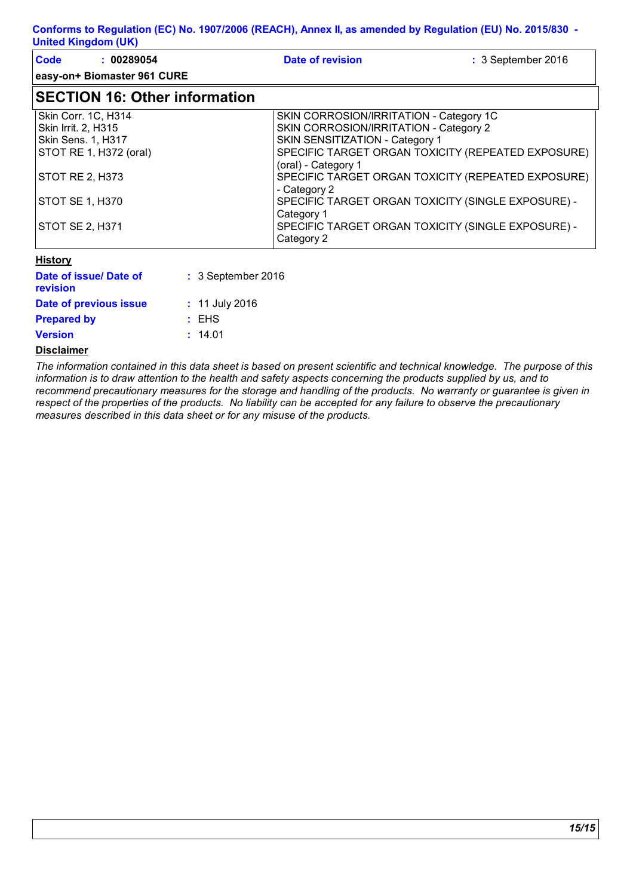## SECTION 16: Other information

| | |
|---|---|
| Skin Corr. 1C, H314 | SKIN CORROSION/IRRITATION - Category 1C |
| Skin Irrit. 2, H315 | SKIN CORROSION/IRRITATION - Category 2 |
| Skin Sens. 1, H317 | SKIN SENSITIZATION - Category 1 |
| STOT RE 1, H372 (oral) | SPECIFIC TARGET ORGAN TOXICITY (REPEATED EXPOSURE) (oral) - Category 1 |
| STOT RE 2, H373 | SPECIFIC TARGET ORGAN TOXICITY (REPEATED EXPOSURE) - Category 2 |
| STOT SE 1, H370 | SPECIFIC TARGET ORGAN TOXICITY (SINGLE EXPOSURE) - Category 1 |
| STOT SE 2, H371 | SPECIFIC TARGET ORGAN TOXICITY (SINGLE EXPOSURE) - Category 2 |

**History**

**Date of issue/ Date of revision** : 3 September 2016

**Date of previous issue** : 11 July 2016

**Prepared by** : EHS

**Version** : 14.01

**Disclaimer**

*The information contained in this data sheet is based on present scientific and technical knowledge. The purpose of this information is to draw attention to the health and safety aspects concerning the products supplied by us, and to recommend precautionary measures for the storage and handling of the products. No warranty or guarantee is given in respect of the properties of the products. No liability can be accepted for any failure to observe the precautionary measures described in this data sheet or for any misuse of the products.*